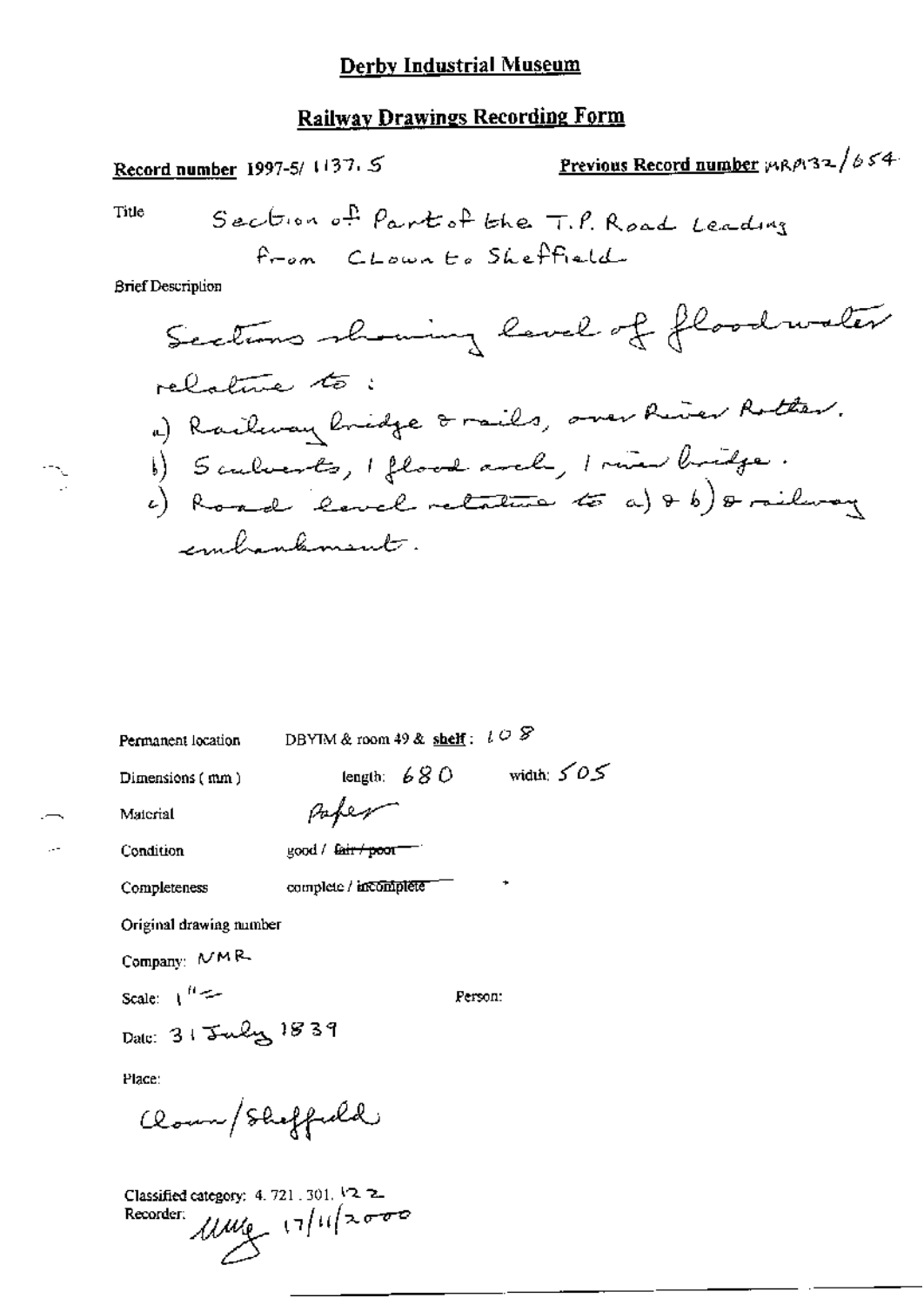# Derby Industrial Museum

## Railway Drawings Recording Form

**Record number** 1997-5/ 1137.5

**Previous Record number** MR P132/654

Title: Section of Part of the T.P. Road Leading from Clown to Sheffield

Brief Description:

Sections showing level of floodwater relative to:

a) Railway bridge & rails, over River Rother.
b) 5 culverts, 1 flood arch, 1 river bridge.
c) Road level relative to a) & b) & railway embankment.

Permanent location: DBYIM & room 49 & **shelf**: 108

Dimensions (mm): length: 680 width: 505

Material: Paper

Condition: good / ~~fair / poor~~

Completeness: complete / ~~incomplete~~

Original drawing number

Company: NMR

Scale: 1" =

Person:

Date: 31 July 1839

Place:

Clown/Sheffield

Classified category: 4. 721. 301. 122

Recorder: MMG 17/11/2000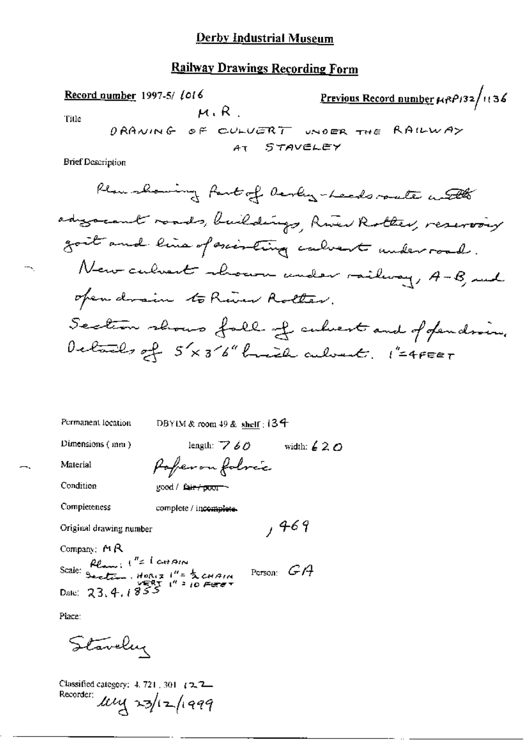# Derby Industrial Museum

## Railway Drawings Recording Form

**Record number** 1997-5/ 1016

**Previous Record number** MRP132/1136

Title

M.R.

DRAWING OF CULVERT UNDER THE RAILWAY AT STAVELEY

Brief Description

Plan showing part of Derby-Leeds route with adjacent roads, buildings, River Rother, reservoir goit and line of existing culvert under road. New culvert shown under railway, A-B, and open drain to River Rother. Section shows fall of culvert and of open drain. Details of 5'x 3'6" brick culvert. 1"=4FEET

Permanent location DBYIM & room 49 & shelf : 134

Dimensions (mm) length: 760 width: 620

Material Paper on fabric

Condition good / ~~fair / poor~~

Completeness complete / ~~incomplete~~

Original drawing number , 469

Company: MR

Scale: Plan: 1" = 1 CHAIN; Section, HORIZ 1" = ½ CHAIN, VERT 1" = 10 FEET

Person: GA

Date: 23.4.1855

Place:

Staveley

Classified category: 4. 721. 301 122

Recorder: uuy 23/12/1999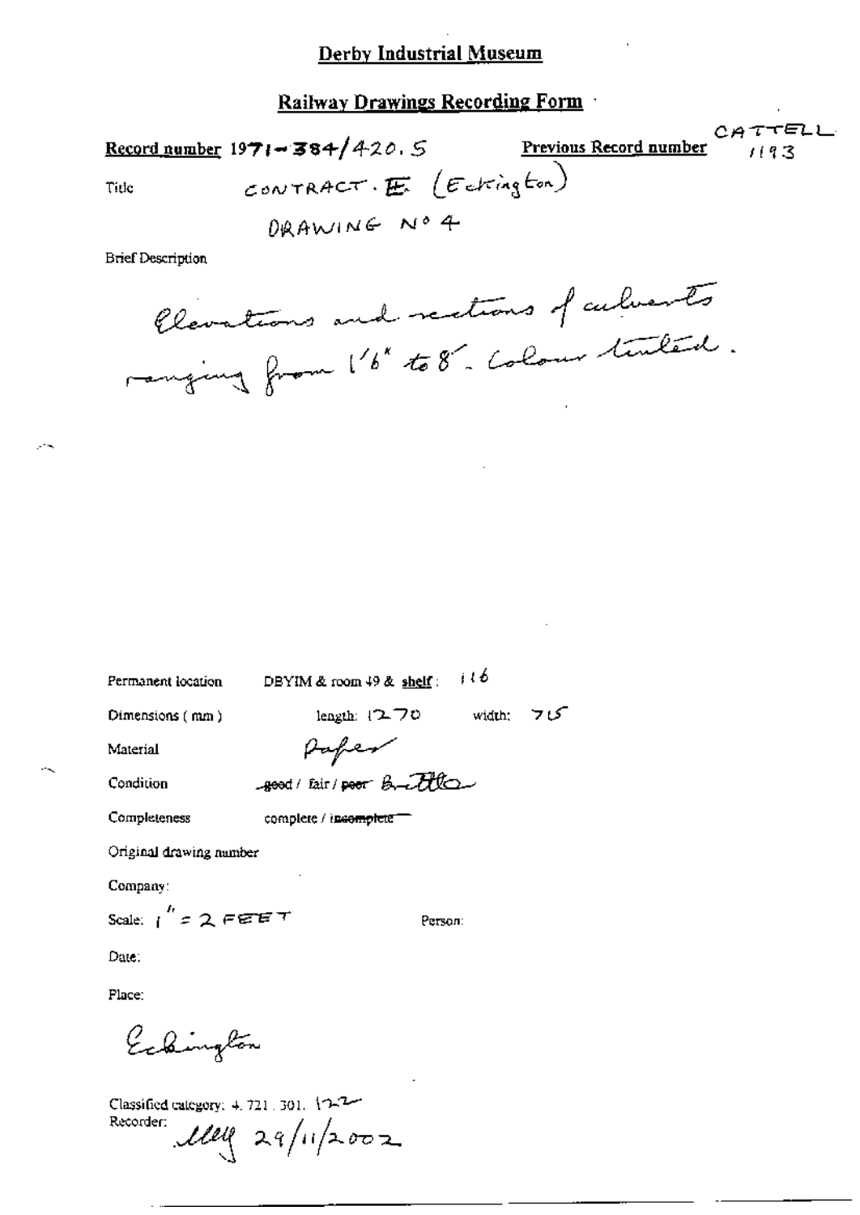# Derby Industrial Museum

## Railway Drawings Recording Form

**Record number** 1971-384/420.5 **Previous Record number** CATTELL 1193

Title: CONTRACT. E (Eckington) DRAWING No 4

Brief Description

Elevations and sections of culverts ranging from 1'6" to 8'. Colour tinted.

Permanent location: DBYIM & room 49 & shelf: 116

Dimensions (mm): length: 1270 width: 715

Material: Paper

Condition: ~~good~~ / fair / ~~poor~~ Brittle

Completeness: complete / ~~incomplete~~

Original drawing number

Company:

Scale: 1" = 2 FEET Person:

Date:

Place:

Eckington

Classified category: 4. 721. 301. 122

Recorder: MG 29/11/2002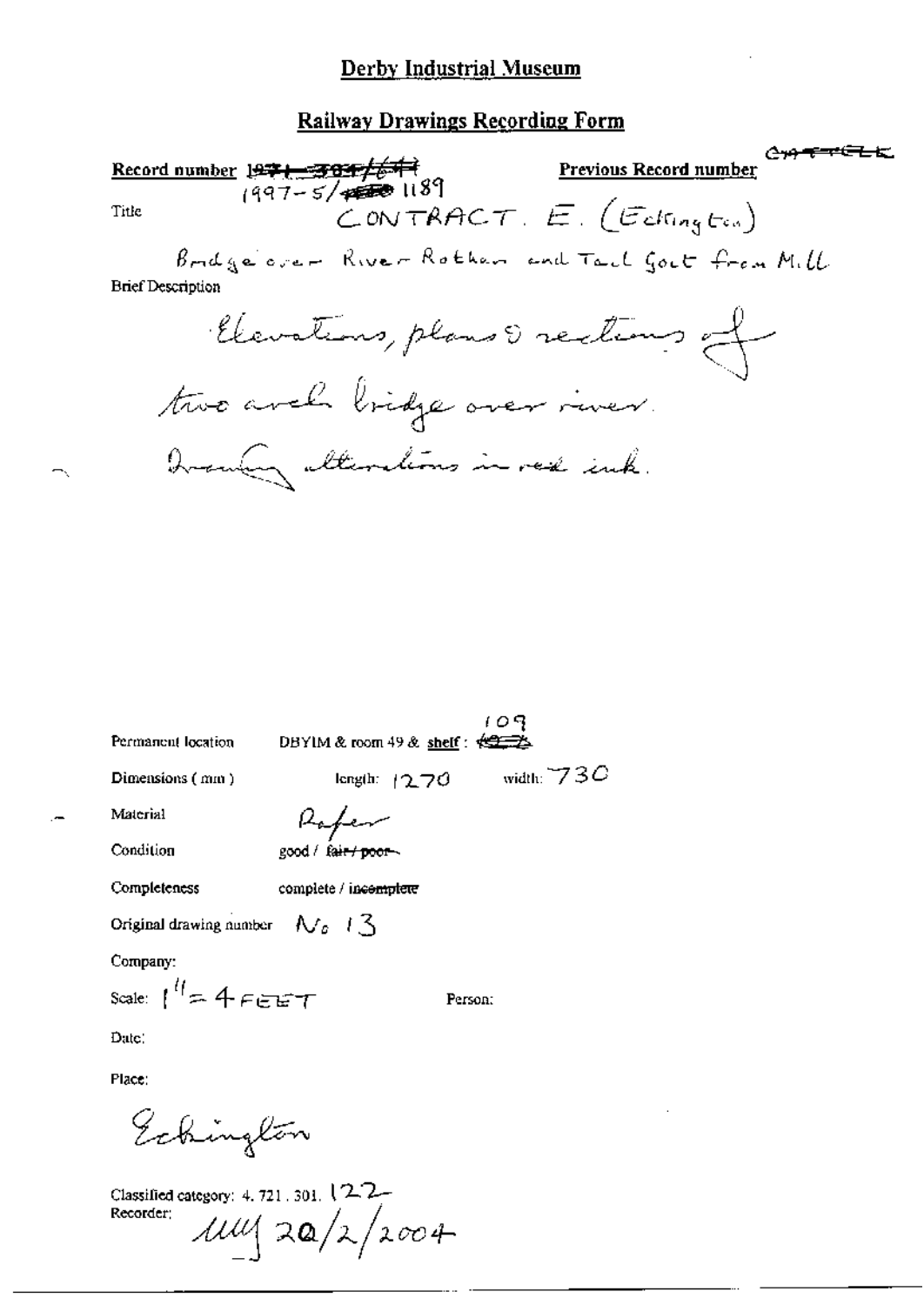# Derby Industrial Museum

## Railway Drawings Recording Form

**Record number** ~~1971-384/6~~ 1997-5/~~...~~ 1189 **Previous Record number** ~~...~~

Title CONTRACT. E. (Eckington)

Bridge over River Rother and Tail Goit from Mill

**Brief Description**

Elevations, plans & sections of two arch bridge over river. Drawing alterations in red ink.

Permanent location DBYIM & room 49 & **shelf**: ~~...~~ 109

Dimensions ( mm ) length: 1270 width: 730

Material Paper

Condition good / ~~fair / poor~~

Completeness complete / ~~incomplete~~

Original drawing number No 13

Company:

Scale: 1" = 4 FEET Person:

Date:

Place:

Eckington

Classified category: 4. 721. 301. 122

Recorder: MM 20/2/2004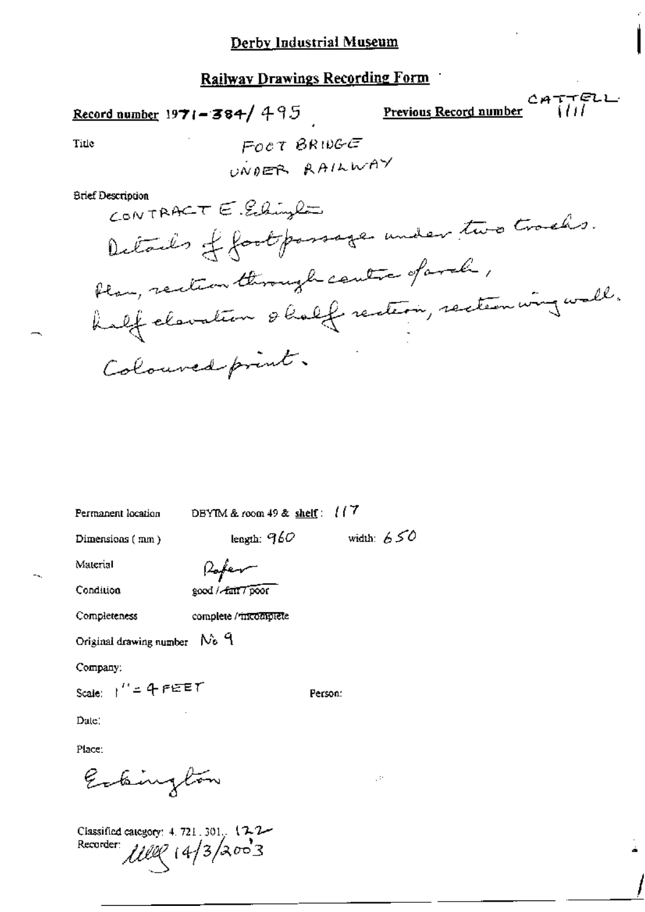# Derby Industrial Museum

## Railway Drawings Recording Form

**Record number** 1971-384/495

**Previous Record number** CATTELL 1111

Title

FOOT BRIDGE
UNDER RAILWAY

Brief Description

CONTRACT E. Eckington
Details of foot passage under two tracks.
Plan, section through centre of arch,
half elevation & half section, section wing wall.
Coloured print.

Permanent location DBYIM & room 49 & shelf: 117

Dimensions (mm) length: 960 width: 650

Material Paper

Condition good / ~~fair / poor~~

Completeness complete / ~~incomplete~~

Original drawing number No 9

Company:

Scale: 1" = 4 FEET

Person:

Date:

Place:

Eckington

Classified category: 4. 721. 301. 122

Recorder: [signature] 14/3/2003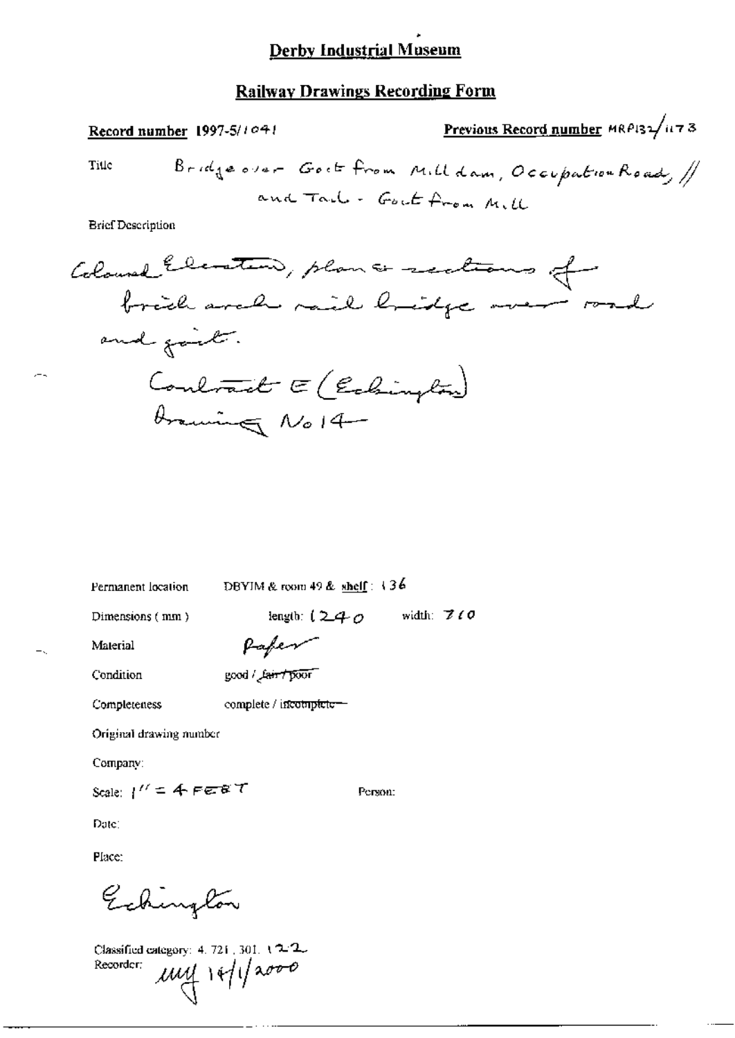# Derby Industrial Museum

## Railway Drawings Recording Form

**Record number** 1997-5/1041

**Previous Record number** MRP132/1173

Title: Bridge over Goit from Mill dam, Occupation Road, // and Tail - Goit from Mill

Brief Description

Coloured Elevation, plan & sections of brick arch rail bridge over road and goit.
Contract E (Eckington)
Drawing No 14

Permanent location: DBYIM & room 49 & shelf: 136

Dimensions (mm): length: 1240 width: 710

Material: Paper

Condition: good / ~~fair / poor~~

Completeness: complete / ~~incomplete~~

Original drawing number

Company:

Scale: 1" = 4 FEET

Person:

Date:

Place:

Eckington

Classified category: 4. 721. 301. 122
Recorder: mg 14/1/2000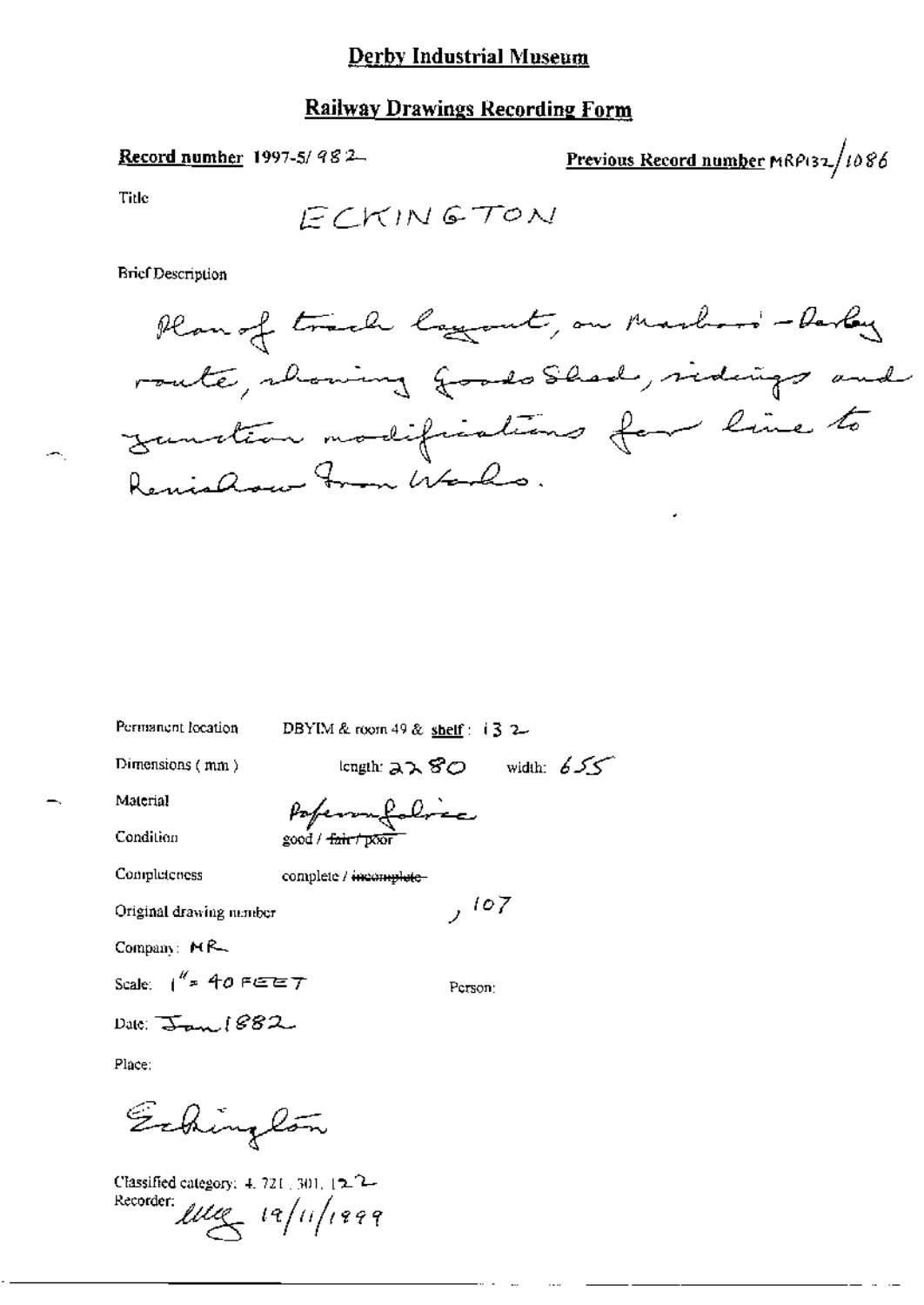# Derby Industrial Museum

## Railway Drawings Recording Form

**Record number** 1997-5/982

**Previous Record number** MRP132/1086

Title

ECKINGTON

Brief Description

Plan of track layout, on Masboro' - Derby route, showing Goods Shed, sidings and junction modifications for line to Renishaw Iron Works.

Permanent location DBYIM & room 49 & shelf: 132

Dimensions (mm) length: 2280 width: 655

Material Paper on fabric

Condition good / ~~fair / poor~~

Completeness complete / ~~incomplete~~

Original drawing number , 107

Company: MR

Scale: 1" = 40 FEET

Person:

Date: Jan 1882

Place:

Eckington

Classified category: 4.721.301.122

Recorder: [signature] 19/11/1999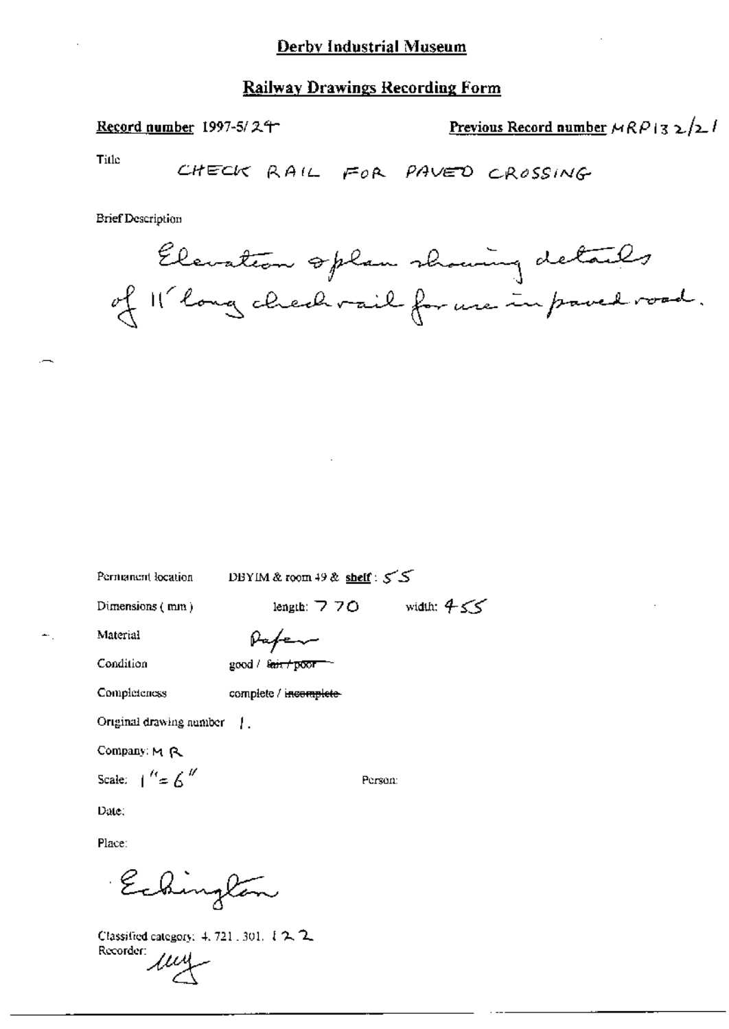# Derby Industrial Museum

## Railway Drawings Recording Form

**Record number** 1997-5/24

**Previous Record number** MRP132/21

Title

CHECK RAIL FOR PAVED CROSSING

Brief Description

Elevation & plan showing details of 11' long check rail for use in paved road.

Permanent location DBYIM & room 49 & **shelf**: 55

Dimensions (mm) length: 770 width: 455

Material Paper

Condition good / ~~fair / poor~~

Completeness complete / ~~incomplete~~

Original drawing number 1.

Company: MR

Scale: 1" = 6"

Person:

Date:

Place:

Eckington

Classified category: 4. 721. 301. 122

Recorder: ucy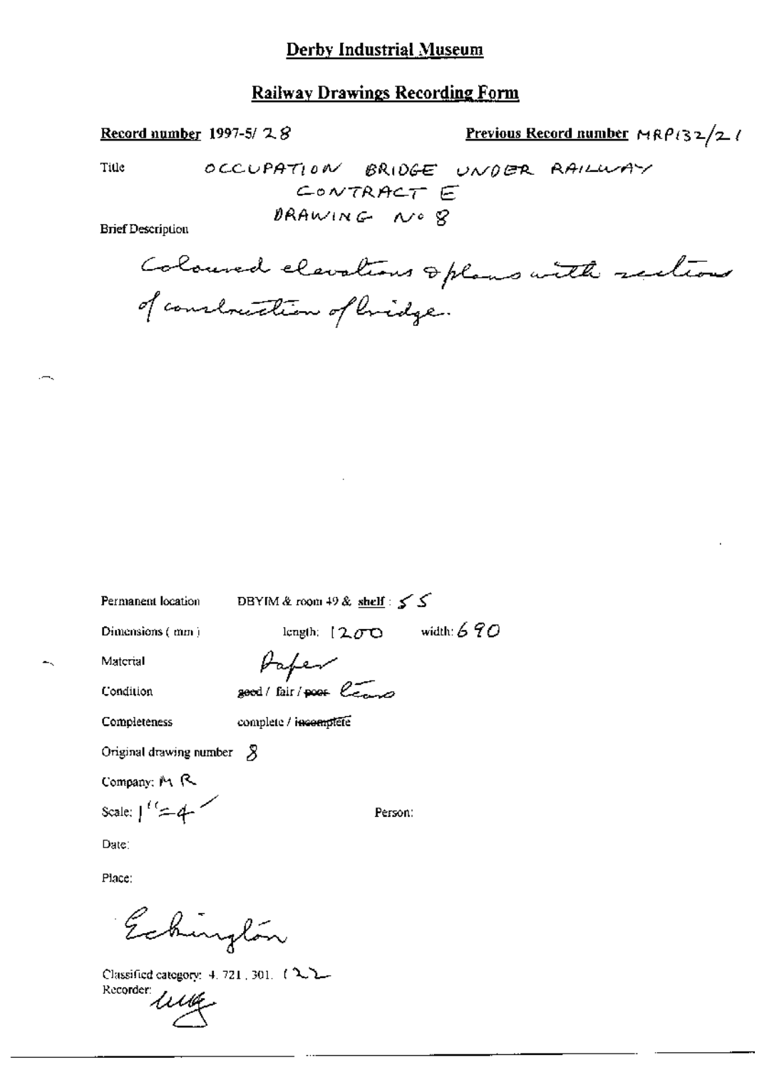# Derby Industrial Museum

## Railway Drawings Recording Form

**Record number** 1997-5/ 28

**Previous Record number** MRP132/21

Title

OCCUPATION BRIDGE UNDER RAILWAY
CONTRACT E
DRAWING No 8

Brief Description

Coloured elevations & plans with sections of construction of bridge.

Permanent location: DBYIM & room 49 & **shelf**: 55

Dimensions (mm): length: 1200 width: 690

Material: Paper

Condition: ~~good~~ / fair / ~~poor~~ Cleaned

Completeness: complete / ~~incomplete~~

Original drawing number: 8

Company: M R

Scale: 1" = 4'

Person:

Date:

Place:

Eckington

Classified category: 4. 721. 301. (22

Recorder: LMG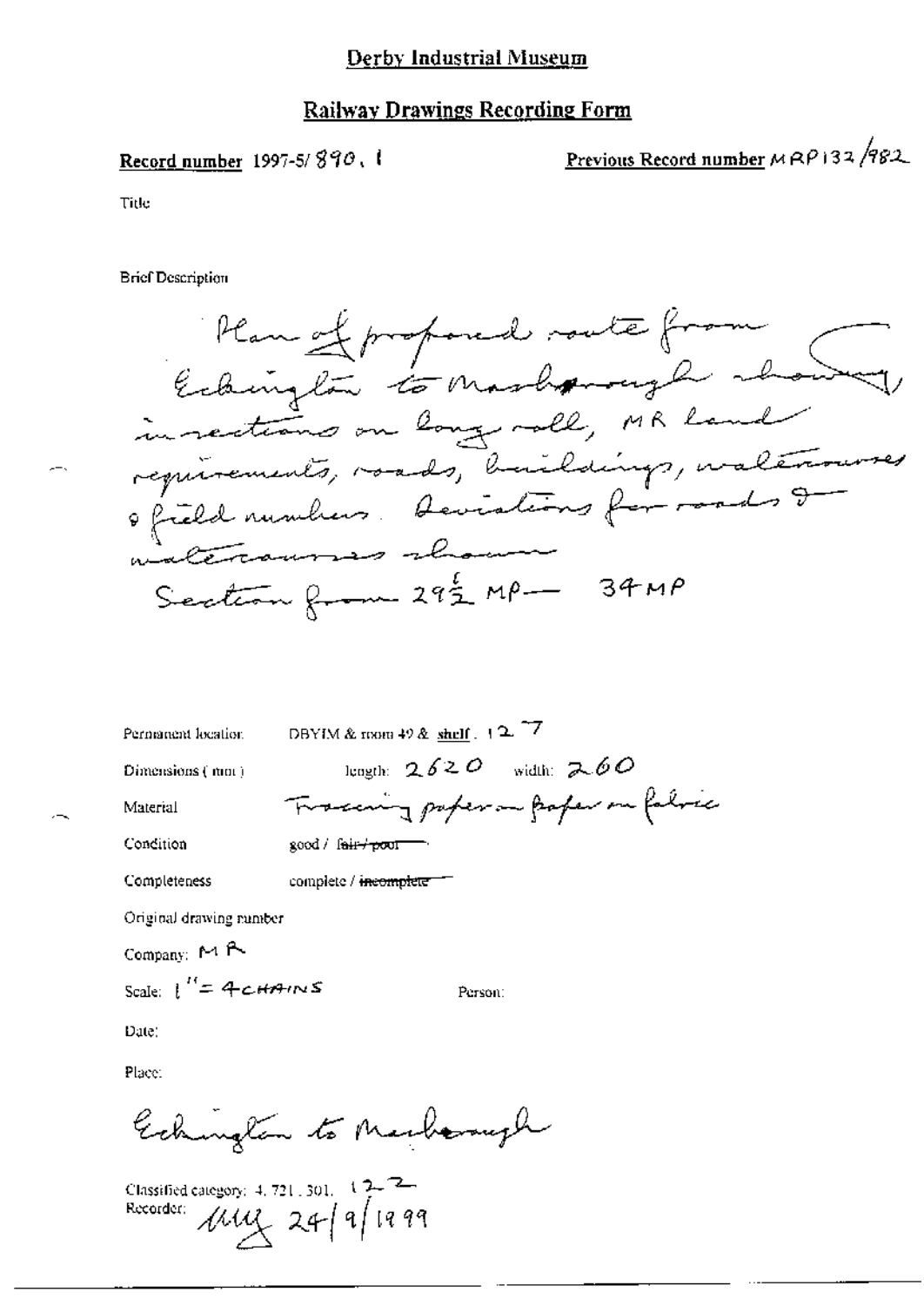# Derby Industrial Museum

## Railway Drawings Recording Form

**Record number** 1997-5/ 890. 1

**Previous Record number** MRP 132/982

Title

Brief Description

Plan of proposed route from Eckington to Masborough showing in sections on long roll, MR land requirements, roads, buildings, watercourses & field numbers. Deviations for roads & watercourses shown

Section from 29½ MP — 34 MP

Permanent location: DBYIM & room 49 & shelf: 127

Dimensions (mm): length: 2620 width: 260

Material: Tracing paper on paper on fabric

Condition: good / ~~fair / poor~~

Completeness: complete / ~~incomplete~~

Original drawing number

Company: MR

Scale: 1" = 4 CHAINS

Person:

Date:

Place:

Eckington to Masborough

Classified category: 4.721.301. 122

Recorder: MLY 24/9/1999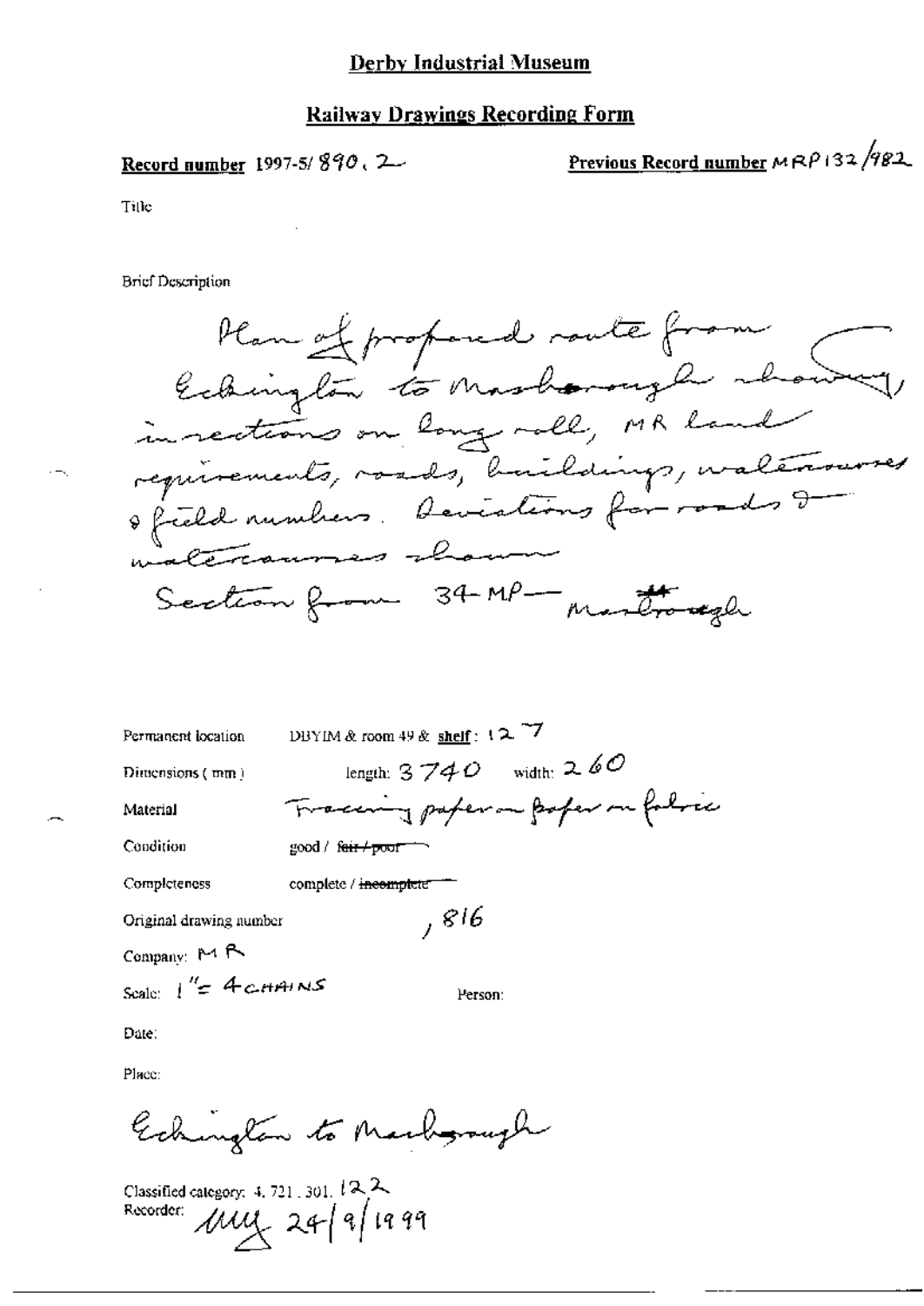# Derby Industrial Museum

## Railway Drawings Recording Form

**Record number** 1997-5/890.2

**Previous Record number** MRP132/982

Title

Brief Description

Plan of proposed route from Eckington to Masborough showing, in sections on long roll, MR land requirements, roads, buildings, watercourses & field numbers. Deviations for roads & watercourses shown

Section from 34 MP — Masborough

Permanent location: DBYIM & room 49 & **shelf**: 127

Dimensions (mm): length: 3740 width: 260

Material: Tracing paper on paper on fabric

Condition: good / ~~fair / poor~~

Completeness: complete / ~~incomplete~~

Original drawing number: ,816

Company: MR

Scale: 1" = 4 CHAINS

Person:

Date:

Place:

Eckington to Masborough

Classified category: 4.721.301.122

Recorder: MY 24/9/1999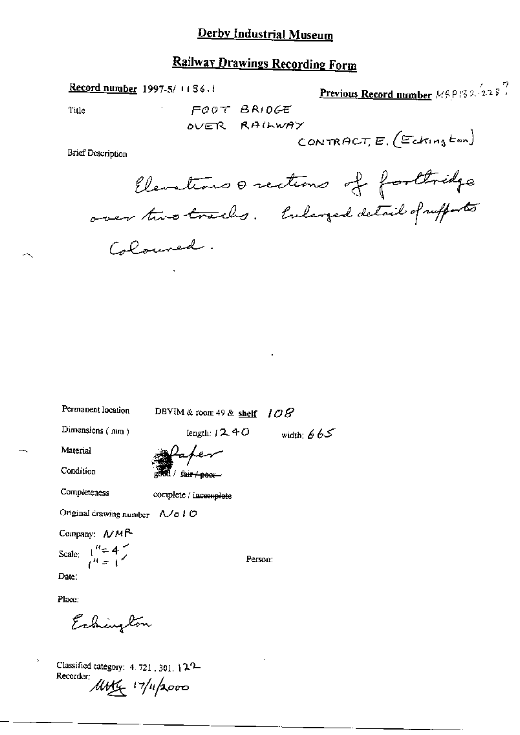# Derby Industrial Museum

## Railway Drawings Recording Form

**Record number** 1997-5/ 1136.1

**Previous Record number** MRP132/228 ?

Title

FOOT BRIDGE
OVER RAILWAY

CONTRACT, E. (Eckington)

Brief Description

Elevations & sections of footbridge over two tracks. Enlarged detail of supports Coloured.

Permanent location DBYIM & room 49 & **shelf**: 108

Dimensions (mm) length: 1240 width: 665

Material Paper

Condition good / ~~fair / poor~~

Completeness complete / ~~incomplete~~

Original drawing number N/c 10

Company: NMR

Scale: 1" = 4'
1" = 1'

Person:

Date:

Place:

Eckington

Classified category: 4.721.301.122

Recorder: MHG 17/11/2000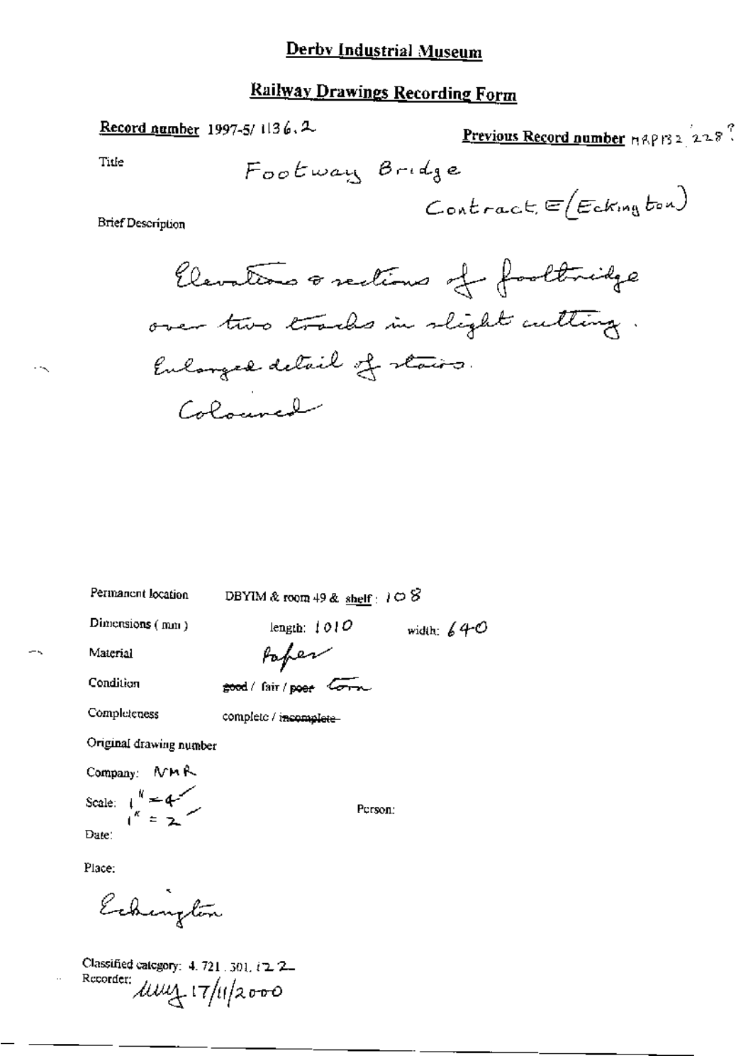# Derby Industrial Museum

## Railway Drawings Recording Form

**Record number** 1997-5/ 1136.2

**Previous Record number** MRP132.228?

Title

Footway Bridge
Contract E (Eckington)

Brief Description

Elevations & sections of footbridge over two tracks in slight cutting. Enlarged detail of stairs. Coloured

Permanent location DBYIM & room 49 & shelf: 108

Dimensions (mm) length: 1010 width: 640

Material Paper

Condition ~~good~~ / fair / ~~poor~~ Torn

Completeness complete / ~~incomplete~~

Original drawing number

Company: MR

Scale: 1" = 4' 1" = 2'

Person:

Date:

Place:

Eckington

Classified category: 4.721.301.122

Recorder: MMY 17/11/2000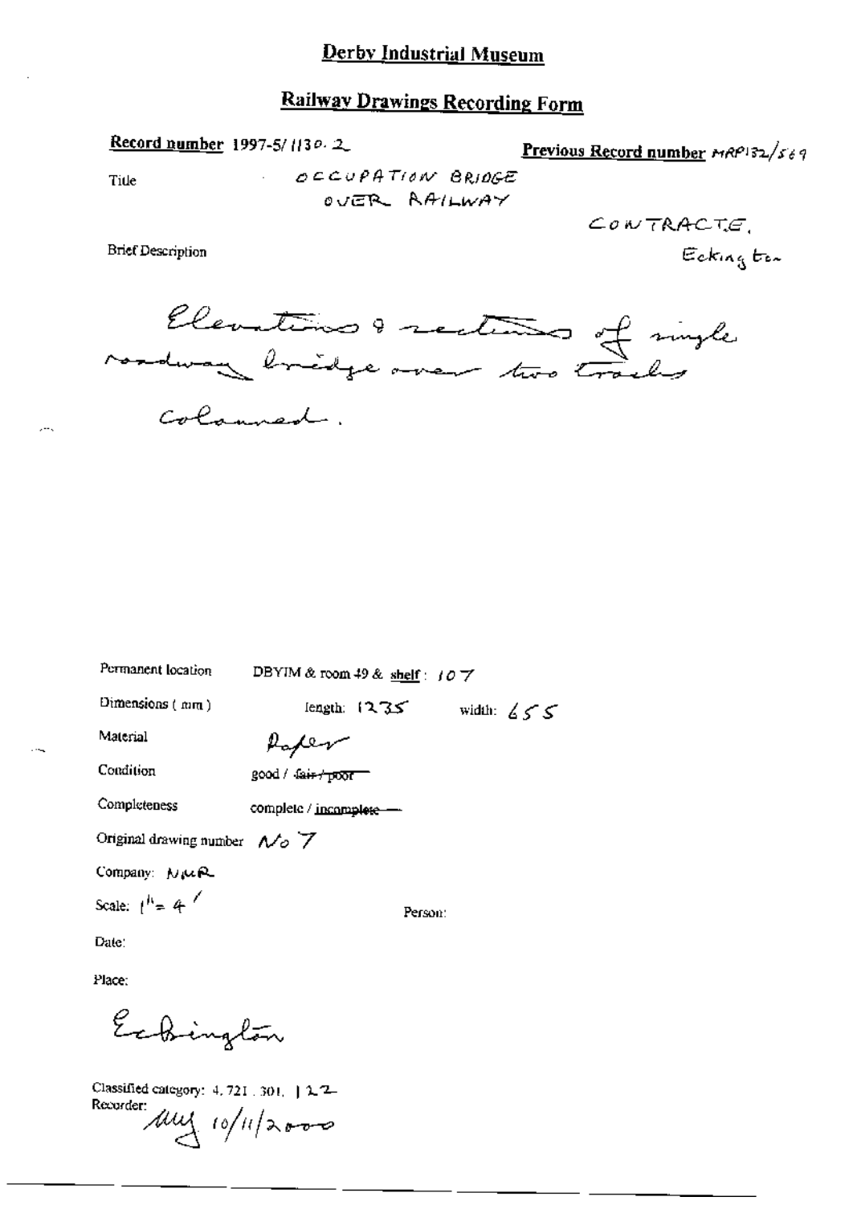# Derby Industrial Museum

## Railway Drawings Recording Form

**Record number** 1997-5/1130.2

**Previous Record number** MRP132/569

Title

OCCUPATION BRIDGE
OVER RAILWAY

CONTRACT E,
Eckington

Brief Description

Elevations & sections of single roadway bridge over two tracks

Coloured.

Permanent location DBYIM & room 49 & shelf: 107

Dimensions (mm) length: 1235 width: 655

Material Paper

Condition good / ~~fair / poor~~

Completeness complete / ~~incomplete~~

Original drawing number No 7

Company: MR

Scale: 1" = 4'

Person:

Date:

Place:

Eckington

Classified category: 4.721.301.122

Recorder: MLY 10/11/2000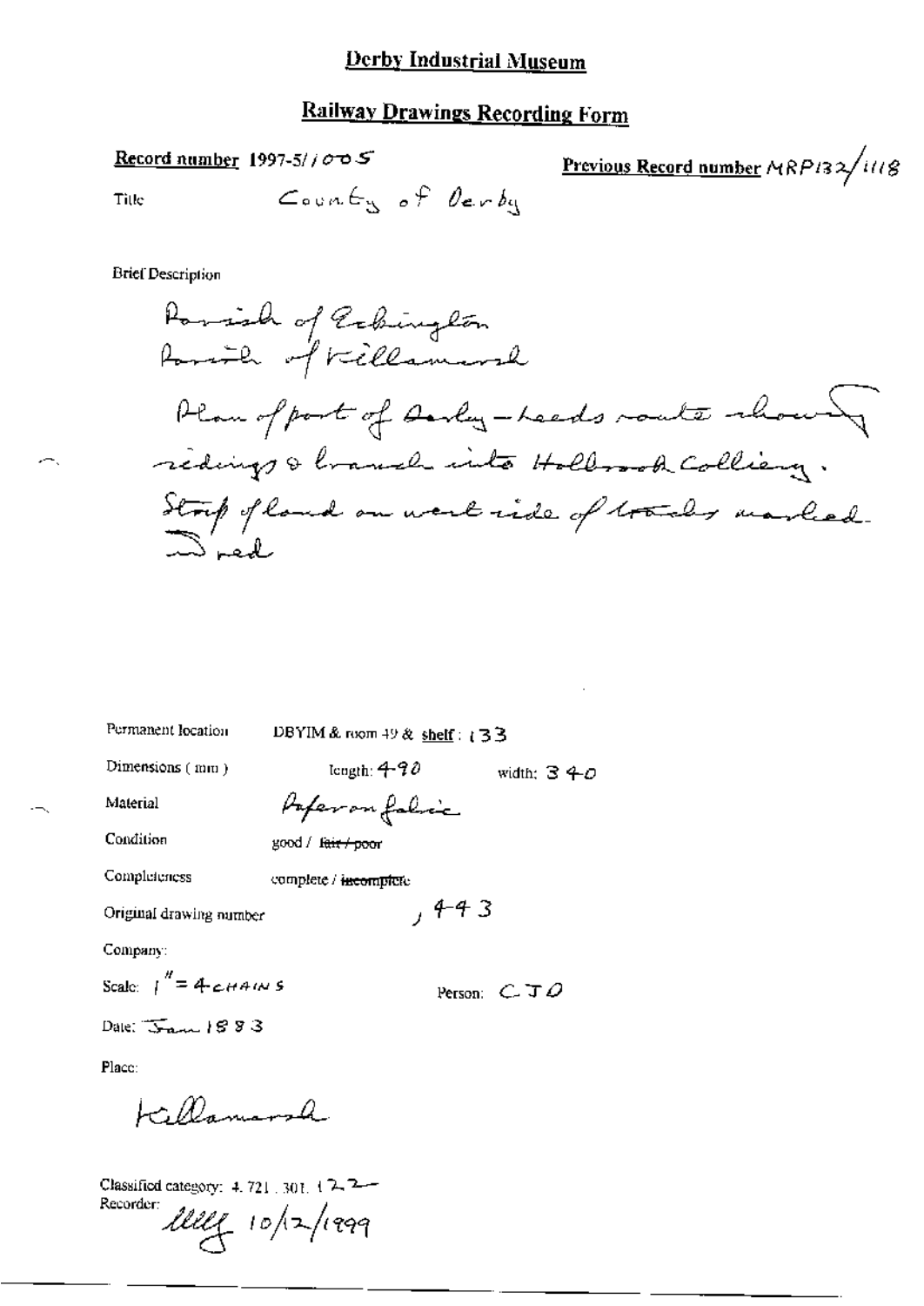# Derby Industrial Museum

## Railway Drawings Recording Form

**Record number** 1997-5/1005

**Previous Record number** MRP132/1118

Title County of Derby

Brief Description

Parish of Eckington
Parish of Killamarsh
Plan of part of Derby-Leeds route showing sidings & branch into Holbrook Colliery.
Strip of land on west side of tracks marked in red

Permanent location DBYIM & room 49 & shelf: 133

Dimensions (mm) length: 490 width: 340

Material Paper on fabric

Condition good / ~~fair / poor~~

Completeness complete / ~~incomplete~~

Original drawing number , 443

Company:

Scale: 1" = 4 CHAINS

Person: CJO

Date: Jan 1883

Place:

Killamarsh

Classified category: 4.721.301.122

Recorder: [signature] 10/12/1999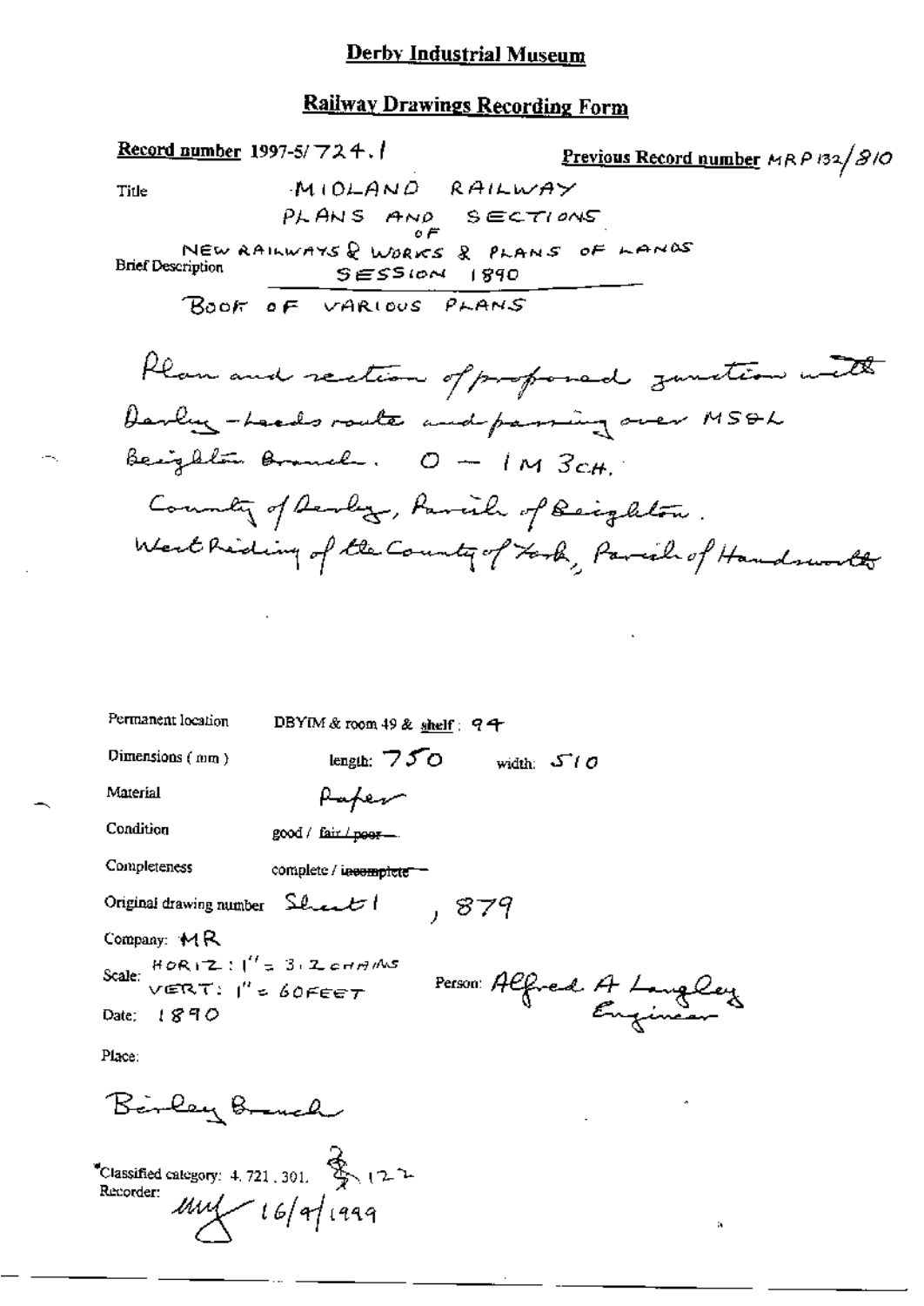# Derby Industrial Museum

## Railway Drawings Recording Form

**Record number** 1997-5/724.1

**Previous Record number** MRP 132/810

Title: MIDLAND RAILWAY
PLANS AND SECTIONS
OF
NEW RAILWAYS & WORKS & PLANS OF LANDS
SESSION 1890

Brief Description: BOOK OF VARIOUS PLANS

Plan and section of proposed junction with Derby-Leeds route and passing over MS&L Beighton Branch. 0 – 1M 3CH.
County of Derby, Parish of Beighton.
West Riding of the County of York, Parish of Handsworth

Permanent location: DBYIM & room 49 & shelf: 94

Dimensions (mm): length: 750 width: 510

Material: Paper

Condition: good / ~~fair / poor~~

Completeness: complete / ~~incomplete~~

Original drawing number: Sheet 1, 879

Company: MR

Scale: HORIZ: 1" = 3.2 CHAINS
VERT: 1" = 60 FEET

Person: Alfred A Langley Engineer

Date: 1890

Place:

Birley Branch

*Classified category: 4.721.301. & 122

Recorder: MM 16/9/1999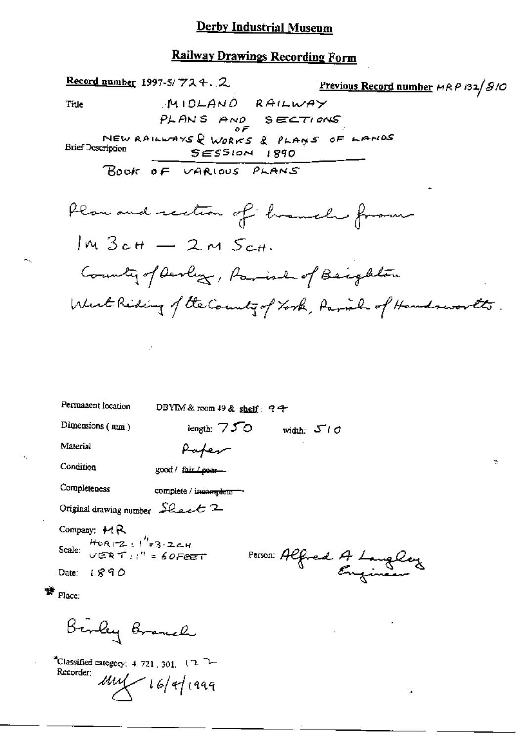# Derby Industrial Museum

## Railway Drawings Recording Form

**Record number** 1997-5/ 724. 2

**Previous Record number** MRP 132/810

Title: MIDLAND RAILWAY

PLANS AND SECTIONS OF NEW RAILWAYS & WORKS & PLANS OF LANDS SESSION 1890

Brief Description: BOOK OF VARIOUS PLANS

Plan and section of branch from 1M 3CH — 2M 5CH.

County of Derby, Parish of Beighton

West Riding of the County of York, Parish of Handsworth.

Permanent location: DBYIM & room 49 & **shelf**: 94

Dimensions (mm): length: 750 width: 510

Material: Paper

Condition: good / ~~fair / poor~~

Completeness: complete / ~~incomplete~~

Original drawing number: Sheet 2

Company: MR

Scale: HORIZ: 1" = 3.2CH VERT: 1" = 60FEET

Person: Alfred A Langley Engineer

Date: 1890

Place:

Birley Branch

*Classified category: 4. 721. 301. 172

Recorder: MY 16/4/1999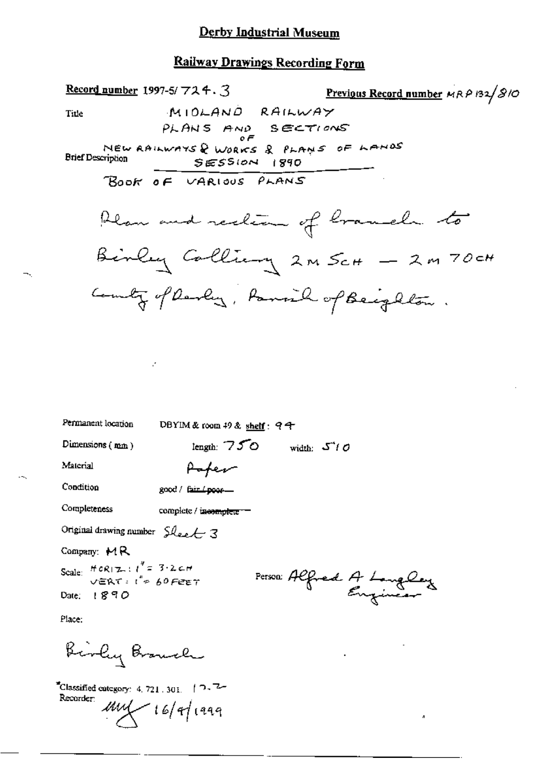# Derby Industrial Museum

## Railway Drawings Recording Form

**Record number** 1997-5/ 724. 3

**Previous Record number** MRP 132/810

Title: MIDLAND RAILWAY PLANS AND SECTIONS OF NEW RAILWAYS & WORKS & PLANS OF LANDS SESSION 1890

Brief Description: BOOK OF VARIOUS PLANS

Plan and section of branch to Birley Colliery 2M 5CH — 2M 70CH County of Derby, Parish of Beighton.

Permanent location: DBYIM & room 49 & shelf: 94

Dimensions (mm): length: 750 width: 510

Material: Paper

Condition: good / ~~fair / poor~~

Completeness: complete / ~~incomplete~~

Original drawing number: Sheet 3

Company: MR

Scale: HORIZ: 1" = 3.2CH
VERT: 1" = 60FEET

Person: Alfred A Langley Engineer

Date: 1890

Place:

Birley Branch

*Classified category: 4. 721. 301. 12.2

Recorder: MW 16/4/1999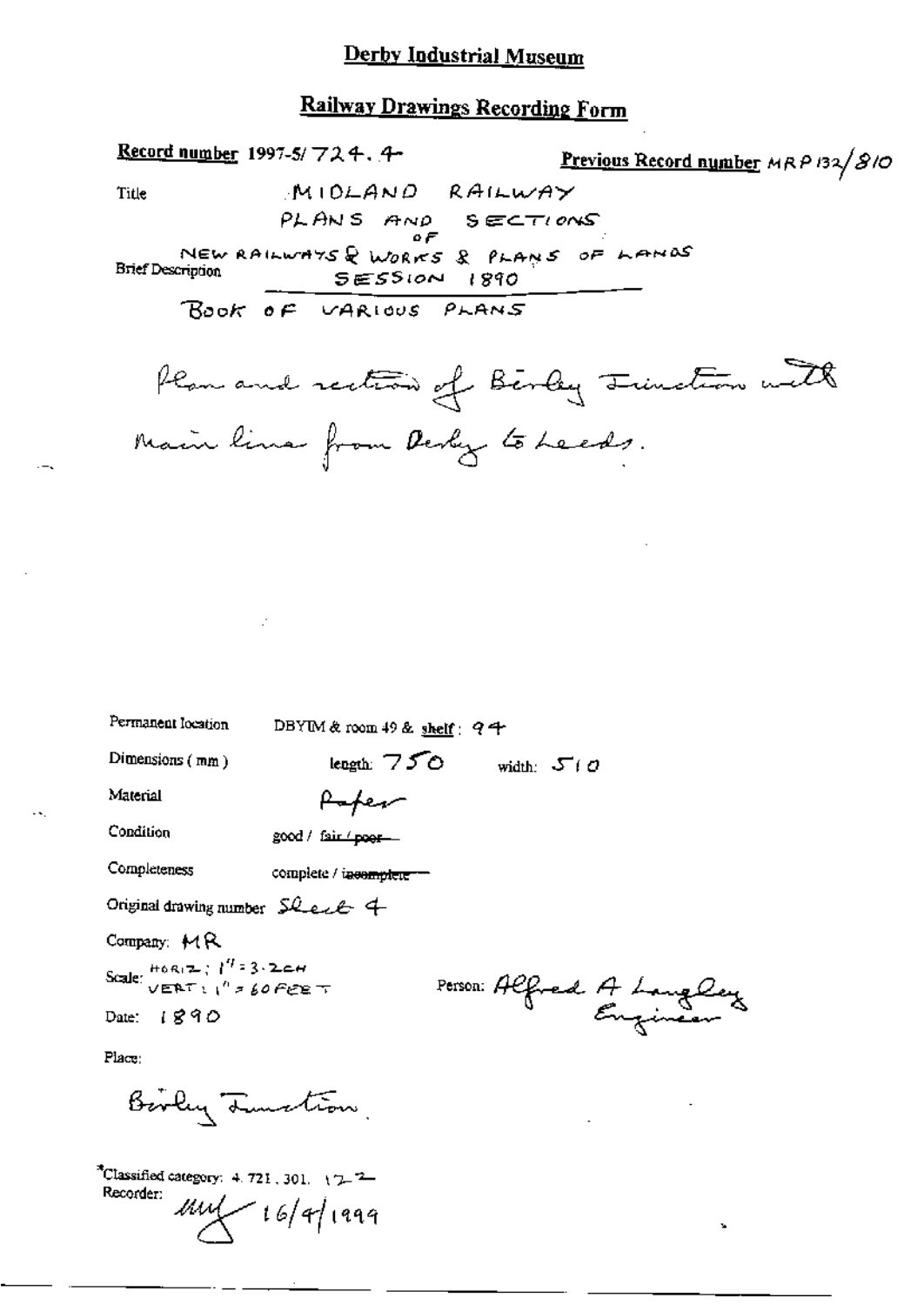# Derby Industrial Museum

## Railway Drawings Recording Form

**Record number** 1997-5/ 724. 4 **Previous Record number** MRP 132/810

Title: MIDLAND RAILWAY

Brief Description: PLANS AND SECTIONS OF NEW RAILWAYS & WORKS & PLANS OF LANDS SESSION 1890

BOOK OF VARIOUS PLANS

Plan and section of Birley Junction with Main line from Derby to Leeds.

Permanent location: DBYIM & room 49 & shelf: 94

Dimensions (mm): length: 750 width: 510

Material: Paper

Condition: good / ~~fair / poor~~

Completeness: complete / ~~incomplete~~

Original drawing number: Sheet 4

Company: MR

Scale: HORIZ; 1" = 3.2CH VERT; 1" = 60FEET

Person: Alfred A Langley Engineer

Date: 1890

Place:

Birley Junction.

*Classified category: 4.721.301.122

Recorder: [signature] 16/4/1999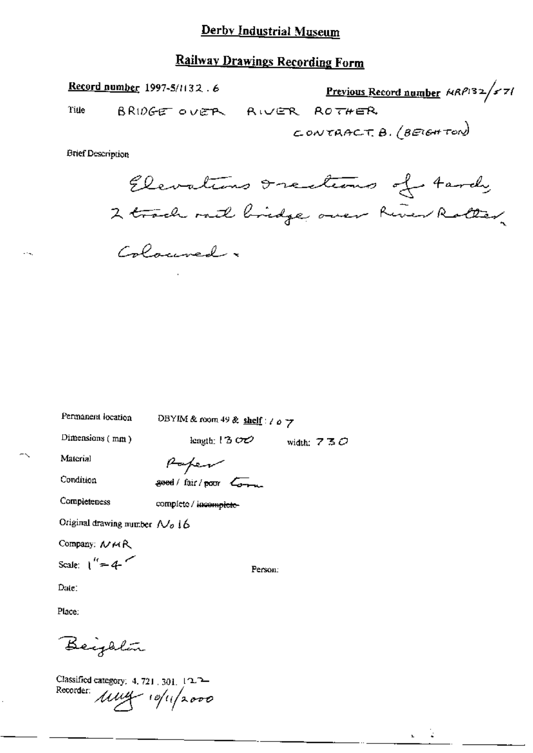# Derby Industrial Museum

## Railway Drawings Recording Form

**Record number** 1997-5/1132.6

**Previous Record number** MRP132/571

Title BRIDGE OVER RIVER ROTHER CONTRACT B. (BEIGHTON)

Brief Description

Elevations & sections of 4 arch 2 track rail bridge over River Rother, Coloured.

Permanent location DBYIM & room 49 & shelf: 107

Dimensions (mm) length: 1300 width: 730

Material Paper

Condition ~~good~~ / fair / poor Torn

Completeness complete / ~~incomplete~~

Original drawing number No 16

Company: NMR

Scale: 1" = 4'

Person:

Date:

Place:

Beighton

Classified category: 4.721.301.122

Recorder: MM 10/11/2000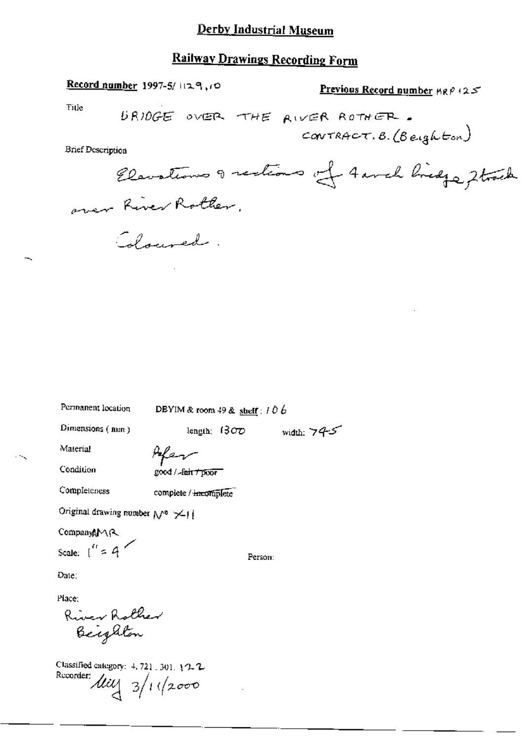# Derby Industrial Museum

## Railway Drawings Recording Form

**Record number** 1997-5/ 1129,10

**Previous Record number** MRP 125

Title

BRIDGE OVER THE RIVER ROTHER. CONTRACT. B. (Beighton)

Brief Description

Elevations & sections of 4 arch bridge, 2 track over River Rother.

Coloured.

Permanent location DBYIM & room 49 & shelf : 106

Dimensions ( mm ) length: 1300 width: 745

Material Paper

Condition good / ~~fair / poor~~

Completeness complete / ~~incomplete~~

Original drawing number No X11

Company MR

Scale: 1" = 4'

Person:

Date:

Place:

River Rother
Beighton

Classified category: 4. 721. 301. 122

Recorder: illegible 3/11/2000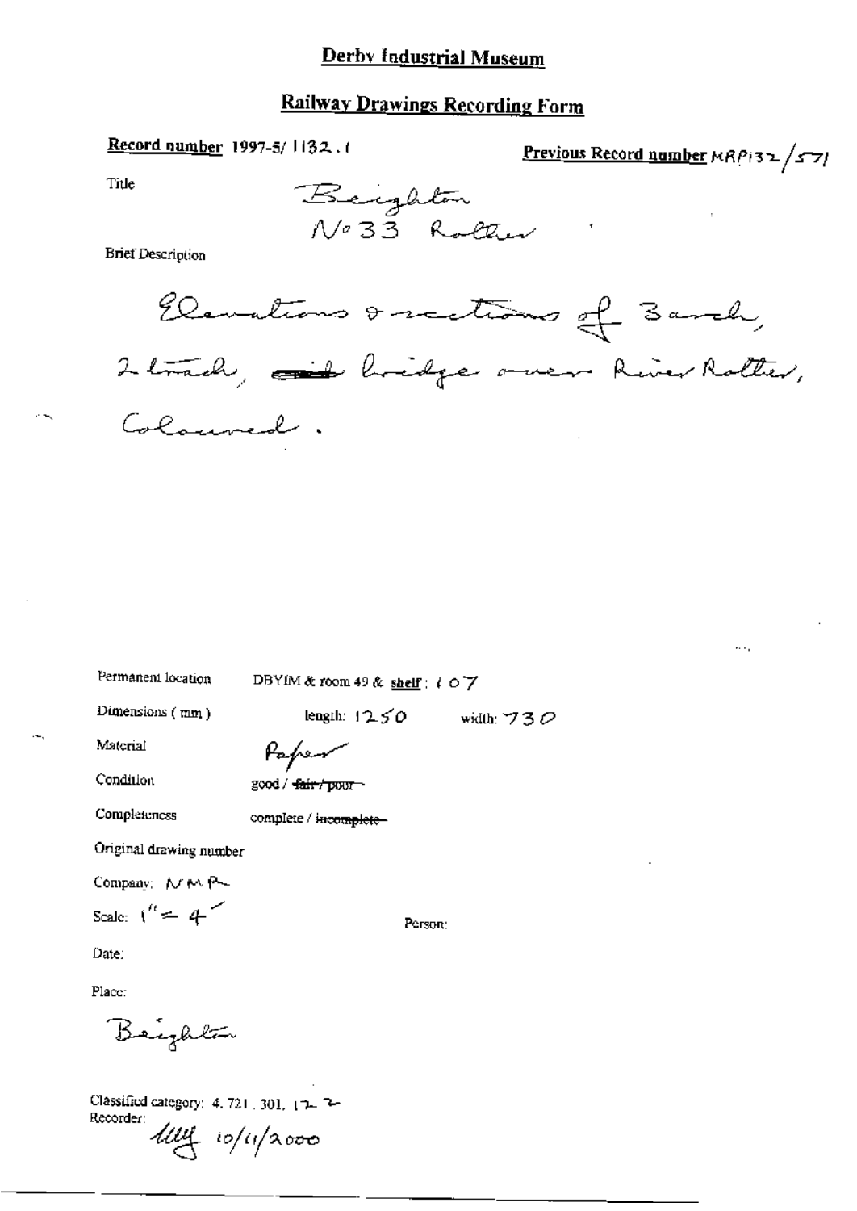# Derby Industrial Museum

## Railway Drawings Recording Form

**Record number** 1997-5/1132.1

**Previous Record number** MRP132/571

Title

Beighton
No 33 Rother

Brief Description

Elevations & sections of 3 arch, 2 track, ~~girder~~ bridge over River Rother, Coloured.

Permanent location DBYIM & room 49 & **shelf**: 107

Dimensions (mm) length: 1250 width: 730

Material Paper

Condition good / ~~fair / poor~~

Completeness complete / ~~incomplete~~

Original drawing number

Company: NMR

Scale: 1" = 4'

Person:

Date:

Place:

Beighton

Classified category: 4.721.301.172

Recorder: 10/11/2000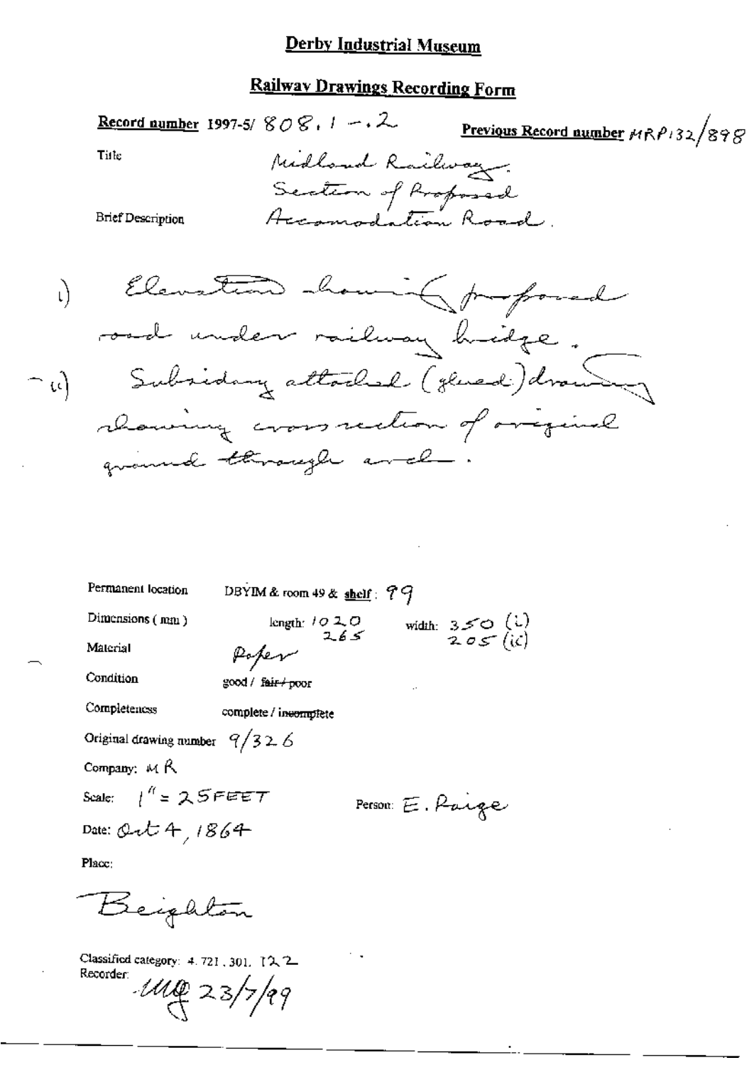# Derby Industrial Museum

## Railway Drawings Recording Form

**Record number** 1997-5/ 808.1 -.2

**Previous Record number** MRP132/898

Title

Midland Railway.
Section of Proposed
Accomodation Road.

Brief Description

i) Elevation showing proposed road under railway bridge.

-ii) Subsidiary attached (glued) drawing showing cross section of original ground through arch.

Permanent location DBYIM & room 49 & shelf: 99

Dimensions (mm) length: 1020 / 265 width: 350 (i) / 205 (ii)

Material Paper

Condition good / ~~fair~~ / poor

Completeness complete / ~~incomplete~~

Original drawing number 9/326

Company: MR

Scale: 1" = 25FEET

Person: E. Paige

Date: Oct 4, 1864

Place:

Beighton

Classified category: 4.721.301.122

Recorder: MG 23/7/99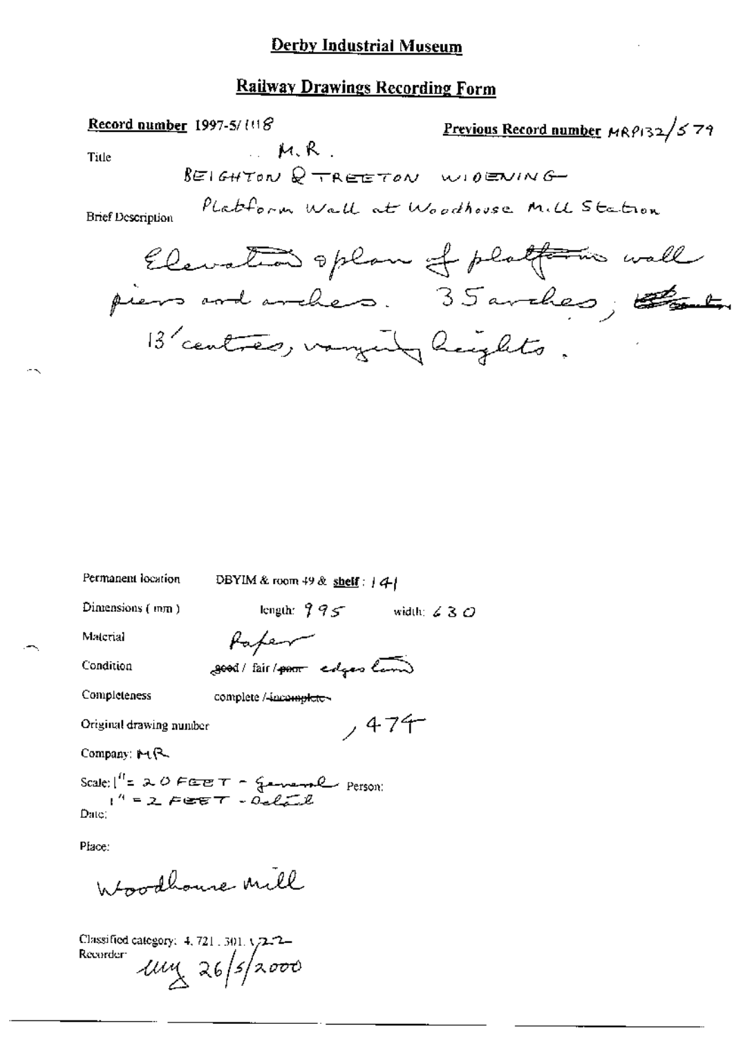# Derby Industrial Museum

## Railway Drawings Recording Form

**Record number** 1997-5/1118

**Previous Record number** MRP132/579

Title

M.R.

BEIGHTON & TREETON WIDENING

Platform Wall at Woodhouse Mill Station

Brief Description

Elevation & plan of platform wall piers and arches. 35 arches, ~~about~~ 13' centres, varying heights.

Permanent location DBYIM & room 49 & **shelf**: 141

Dimensions (mm) length: 995 width: 630

Material Paper

Condition ~~good~~ / fair / ~~poor~~ edges torn

Completeness complete / ~~incomplete~~

Original drawing number , 474

Company: MR

Scale: 1" = 20 FEET - General Person:
1" = 2 FEET - Detail

Date:

Place:

Woodhouse Mill

Classified category: 4.721.301.122

Recorder: [initials] 26/5/2000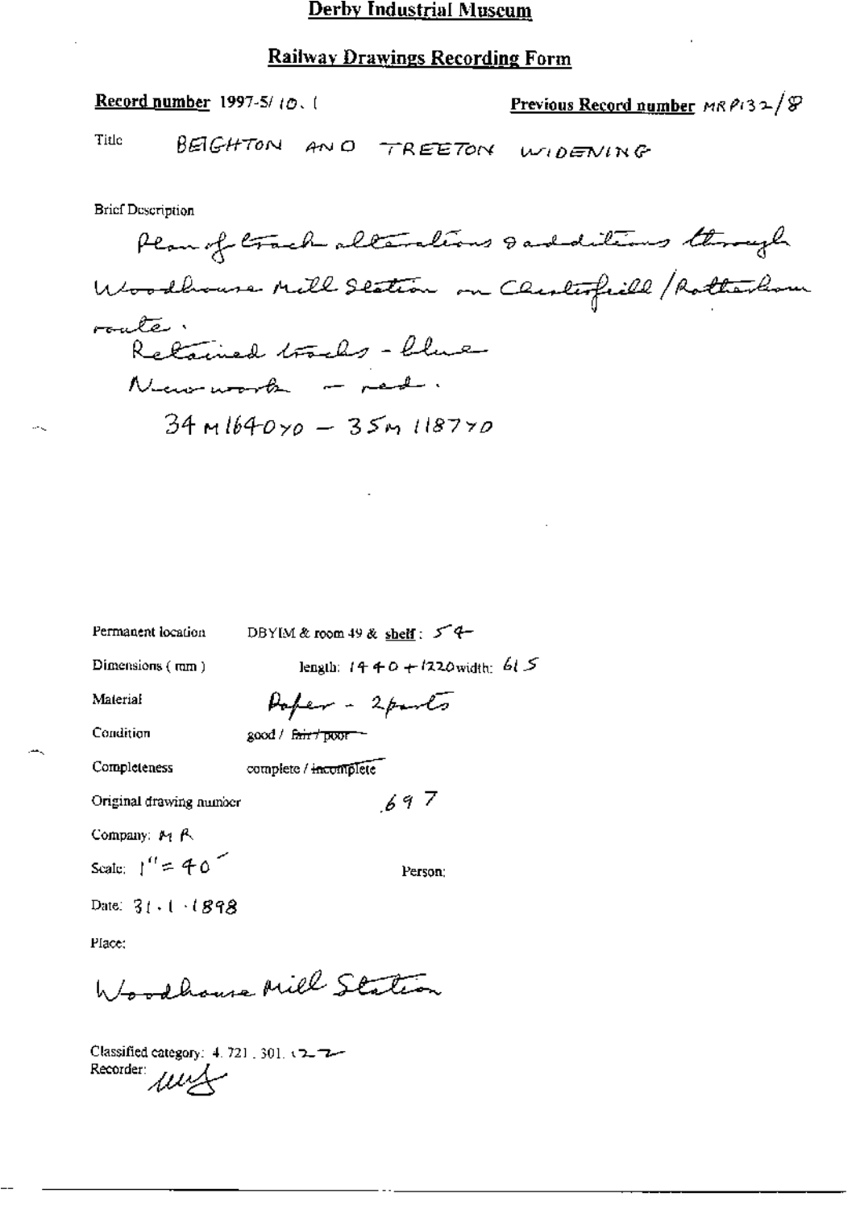# Derby Industrial Museum

## Railway Drawings Recording Form

**Record number** 1997-5/10.1

**Previous Record number** MRP132/8

Title BEIGHTON AND TREETON WIDENING

Brief Description

Plan of track alterations & additions through Woodhouse Mill Station on Chesterfield/Rotherham route.

Retained tracks - blue

New work - red.

34M1640yd - 35M1187yd

Permanent location DBYIM & room 49 & **shelf**: 54

Dimensions (mm) length: 1440 + 1220 width: 615

Material Paper - 2 parts

Condition good / ~~fair / poor~~

Completeness complete / ~~incomplete~~

Original drawing number 697

Company: MR

Scale: 1" = 40'

Person:

Date: 31.1.1898

Place:

Woodhouse Mill Station

Classified category: 4.721.301.22

Recorder: MY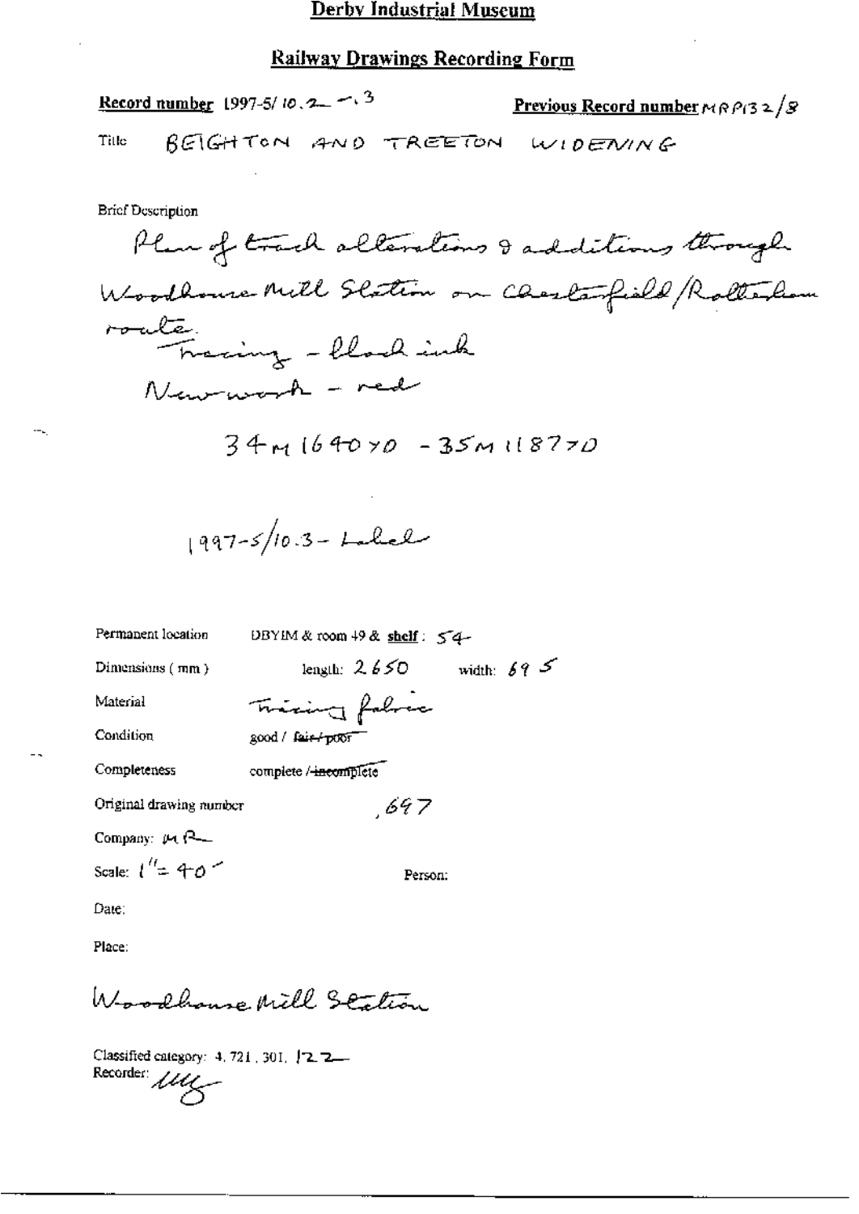# Derby Industrial Museum

## Railway Drawings Recording Form

**Record number** 1997-5/10.2 - .3

**Previous Record number** MRP132/8

Title BEIGHTON AND TREETON WIDENING

Brief Description

Plan of track alterations & additions through Woodhouse Mill Station on Chesterfield/Rotherham route.
Tracing - black ink
New work - red

34M 1640YD - 35M 1187YD

1997-5/10.3 - Label

Permanent location DBYIM & room 49 & **shelf**: 54

Dimensions (mm) length: 2650 width: 695

Material Tracing fabric

Condition good / ~~fair / poor~~

Completeness complete / ~~incomplete~~

Original drawing number 697

Company: MR

Scale: 1" = 40'

Person:

Date:

Place:

Woodhouse Mill Station

Classified category: 4.721.301.122

Recorder: [initials]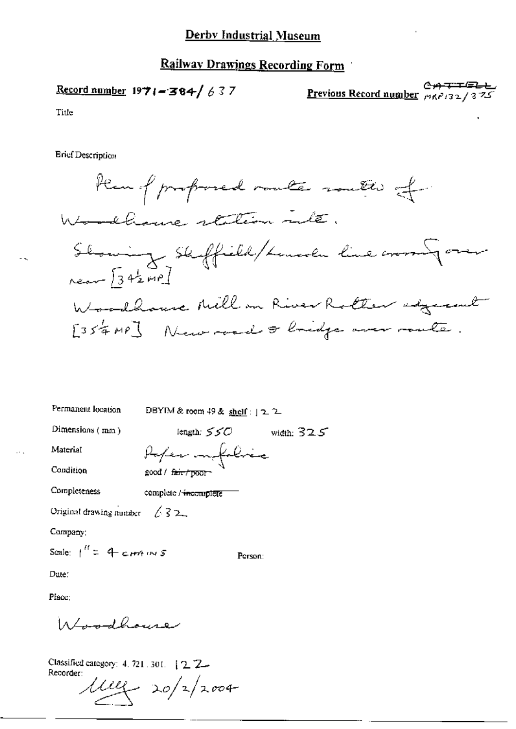# Derby Industrial Museum

## Railway Drawings Recording Form

**Record number** 1971-384/637

**Previous Record number** ~~CATTELL~~ MRP132/375

Title

Brief Description

Plan of proposed route south of Woodhouse station site.
Showing Sheffield/Lincoln line crossing over near [34½ MP]
Woodhouse Mill on River Rother adjacent [35¼ MP] New road & bridge over route.

Permanent location DBYIM & room 49 & shelf : 122

Dimensions (mm) length: 550 width: 325

Material Paper on fabric

Condition good / ~~fair / poor~~

Completeness complete / ~~incomplete~~

Original drawing number 632

Company:

Scale: 1" = 4 chains

Person:

Date:

Place:

Woodhouse

Classified category: 4. 721. 301. 122

Recorder:

Mug 20/2/2004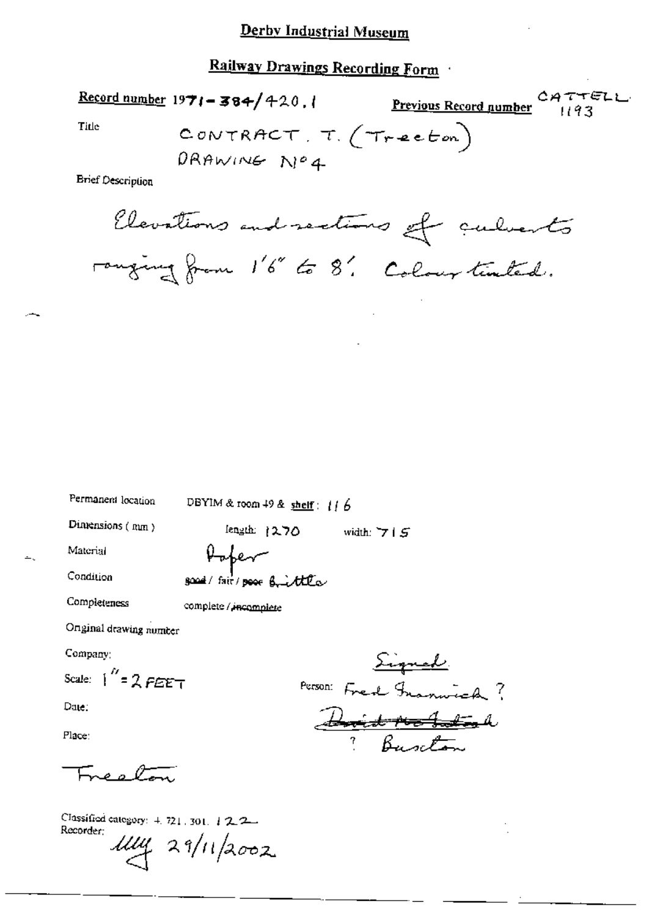# Derby Industrial Museum

## Railway Drawings Recording Form

**Record number** 1971-384/420.1

**Previous Record number** CATTELL 1193

Title

CONTRACT. T. (Treeton)
DRAWING No 4

Brief Description

Elevations and sections of culverts ranging from 1'6" to 8'. Colour tinted.

Permanent location: DBYIM & room 49 & shelf: 116

Dimensions (mm): length: 1270 width: 715

Material: Paper

Condition: good / fair / ~~poor~~ brittle

Completeness: complete / ~~incomplete~~

Original drawing number

Company:

Scale: 1" = 2 FEET

Date:

Place:

Treeton

Signed.

Person: Fred Fenwick ?

~~David Macfarland~~

? Buxton

Classified category: 4.721.301.122

Recorder: 

29/11/2002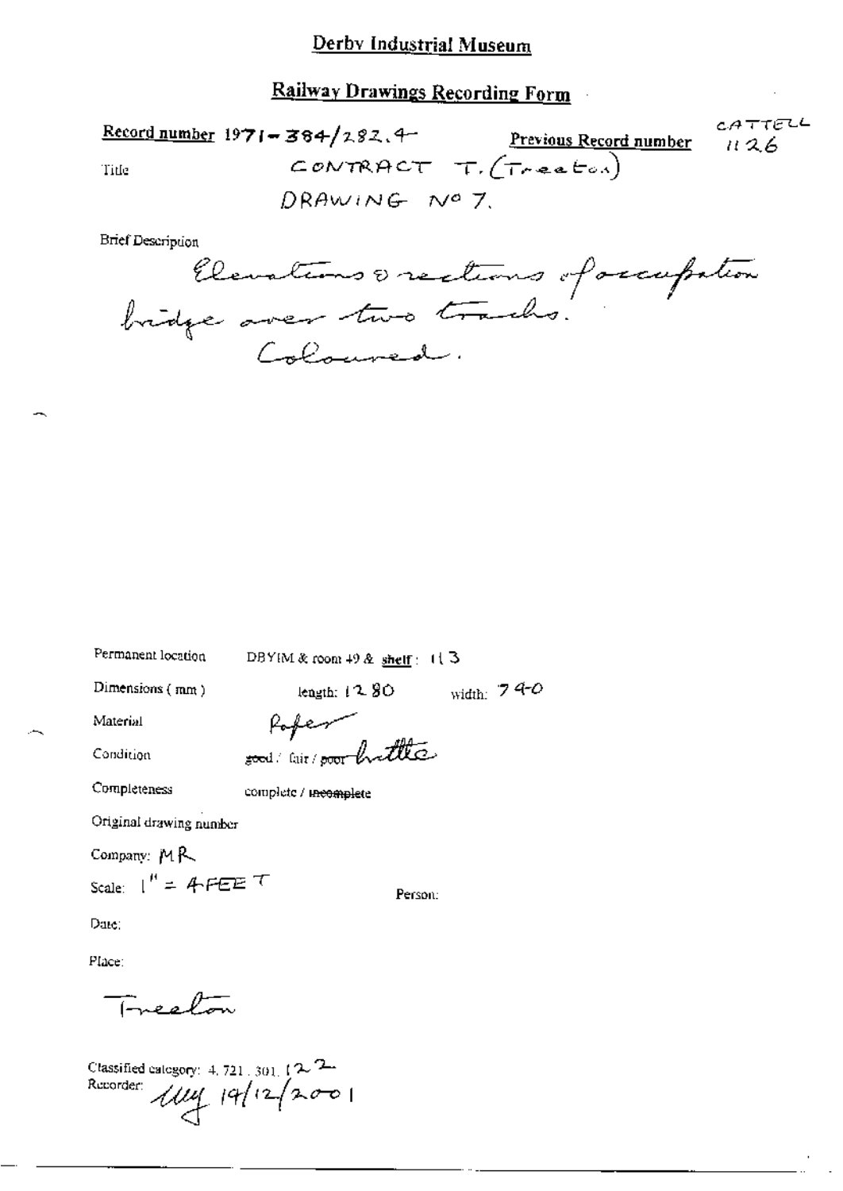# Derby Industrial Museum

## Railway Drawings Recording Form

**Record number** 1971-384/282.4

**Previous Record number** CATTELL 1126

Title: CONTRACT T. (Treeton) DRAWING No 7.

Brief Description

Elevations & sections of occupation bridge over two tracks. Coloured.

Permanent location: DBYIM & room 49 & shelf: 113

Dimensions (mm): length: 1280 width: 740

Material: Paper

Condition: ~~good~~ / fair / ~~poor~~ brittle

Completeness: complete / ~~incomplete~~

Original drawing number

Company: MR

Scale: 1" = 4 FEET

Person:

Date:

Place:

Treeton

Classified category: 4.721.301.122

Recorder: [initials] 19/12/2001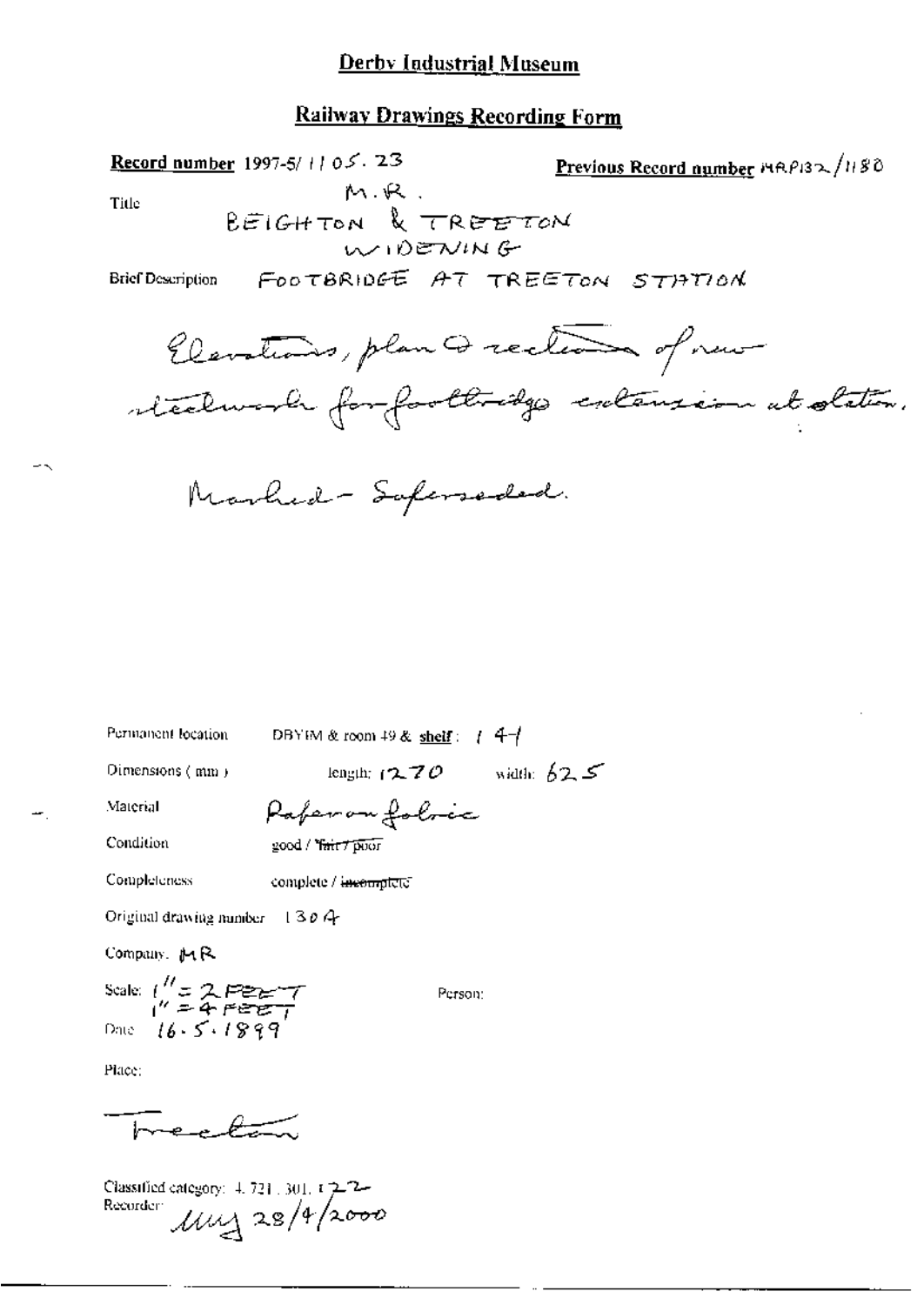## Derby Industrial Museum

## Railway Drawings Recording Form

**Record number** 1997-5/1105.23

**Previous Record number** MRP132/1180

Title: M.R. BEIGHTON & TREETON WIDENING

Brief Description: FOOTBRIDGE AT TREETON STATION

Elevations, plan & sections of new steelwork for footbridge extension at station.

Marked - Superseded.

Permanent location: DBYIM & room 49 & **shelf**: 144

Dimensions (mm): length: 1270 width: 625

Material: Paper on fabric

Condition: good / ~~fair / poor~~

Completeness: complete / ~~incomplete~~

Original drawing number: 1304

Company: MR

Scale: 1" = 2 FEET, 1" = 4 FEET

Person:

Date: 16.5.1899

Place: Treeton

Classified category: 4.721.301.122

Recorder: MW 28/4/2000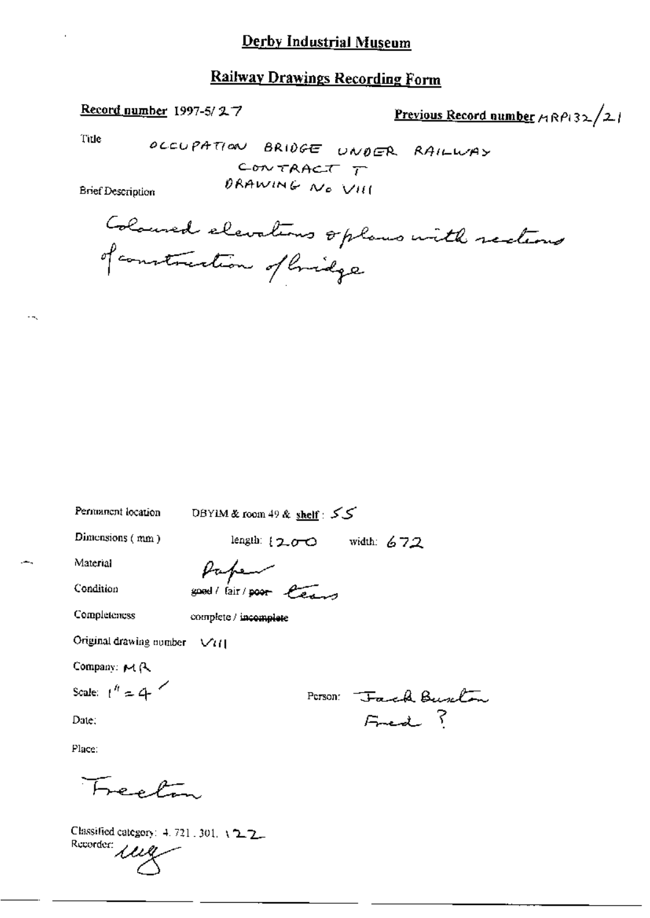# Derby Industrial Museum

## Railway Drawings Recording Form

**Record number** 1997-5/27

**Previous Record number** MRP132/21

Title: OCCUPATION BRIDGE UNDER RAILWAY CONTRACT T DRAWING No VIII

Brief Description

Coloured elevations & plans with sections of construction of bridge

Permanent location: DBYIM & room 49 & shelf: 55

Dimensions (mm): length: 1200 width: 672

Material: Paper

Condition: good / fair / ~~poor~~ tears

Completeness: complete / ~~incomplete~~

Original drawing number: VIII

Company: MR

Scale: 1" = 4'

Person: Jack Buxton Fred ?

Date:

Place:

Freeton

Classified category: 4.721.301.122

Recorder: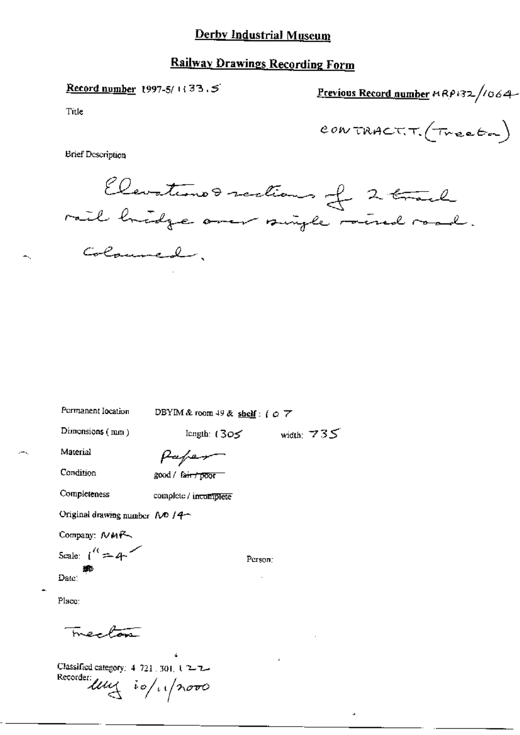# Derby Industrial Museum

## Railway Drawings Recording Form

**Record number** 1997-5/ 1133.5

**Previous Record number** MRP132/1064

Title

CONTRACT.T. (Trecton)

Brief Description

Elevations & sections of 2 track rail bridge over single mixed road. Coloured.

Permanent location: DBYIM & room 49 & **shelf**: 107

Dimensions (mm): length: 1305 width: 735

Material: Paper

Condition: good / ~~fair / poor~~

Completeness: complete / ~~incomplete~~

Original drawing number: NO 14

Company: NMR

Scale: 1" = 4'

Person:

Date:

Place:

Trecton

Classified category: 4.721.301.122

Recorder: lmy 10/11/2000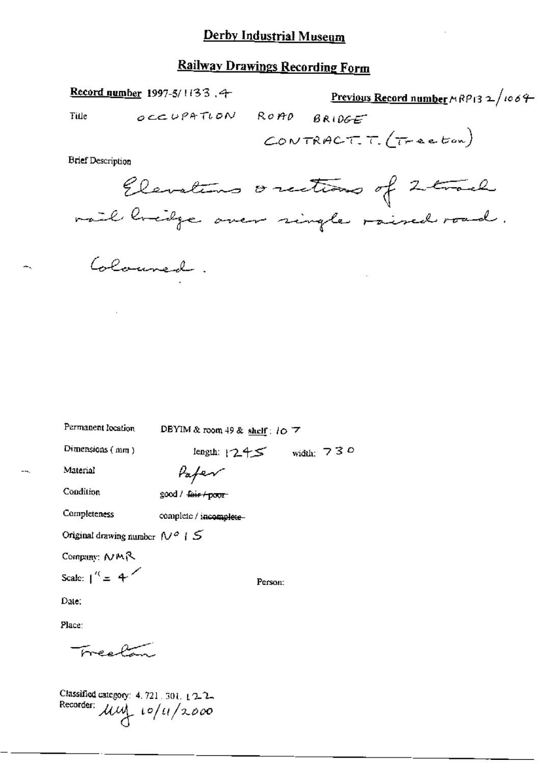# Derby Industrial Museum

## Railway Drawings Recording Form

**Record number** 1997-5/1133.4

**Previous Record number** MRP132/1064

Title OCCUPATION ROAD BRIDGE CONTRACT. T. (Treeton)

Brief Description

Elevations & sections of 2 track rail bridge over single raised road.

Coloured.

Permanent location DBYIM & room 49 & shelf: 107

Dimensions (mm) length: 1245 width: 730

Material Paper

Condition good / ~~fair / poor~~

Completeness complete / ~~incomplete~~

Original drawing number No 15

Company: NMR

Scale: 1" = 4'

Person:

Date:

Place:

Treeton

Classified category: 4.721.301.122

Recorder: MW 10/11/2000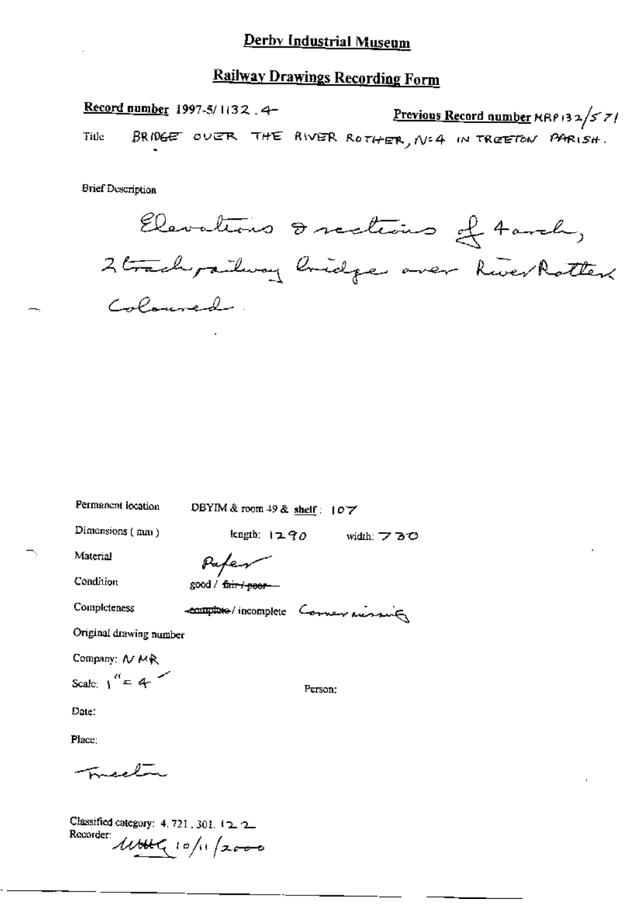# Derby Industrial Museum

## Railway Drawings Recording Form

**Record number** 1997-5/1132.4 **Previous Record number** MRP132/571

Title BRIDGE OVER THE RIVER ROTHER, No4 IN TREETON PARISH.

Brief Description

Elevations & sections of 4 arch, 2 track railway bridge over River Rother. Coloured.

Permanent location DBYIM & room 49 & **shelf**: 107

Dimensions (mm) length: 1290 width: 730

Material Paper

Condition good / ~~fair / poor~~

Completeness ~~complete~~ / incomplete Corner missing

Original drawing number

Company: NMR

Scale: 1" = 4'

Person:

Date:

Place:

Treeton

Classified category: 4.721.301.122

Recorder: MHG 10/11/2000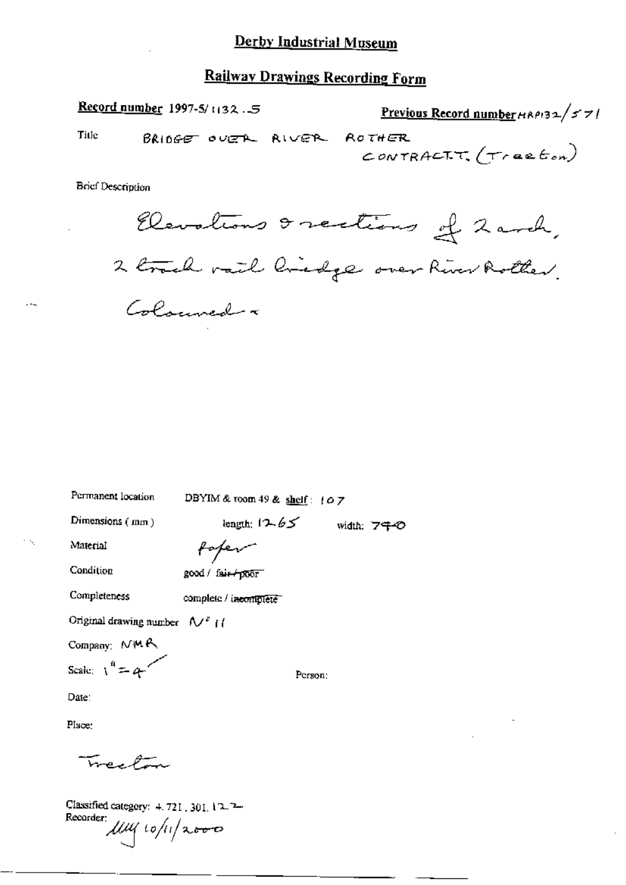# Derby Industrial Museum

## Railway Drawings Recording Form

**Record number** 1997-5/1132..5

**Previous Record number** MRP132/571

Title BRIDGE OVER RIVER ROTHER CONTRACT.T. (Treeton)

Brief Description

Elevations & sections of 2 arch, 2 track rail bridge over River Rother. Coloured ×

Permanent location DBYIM & room 49 & shelf: 107

Dimensions (mm) length: 1265 width: 740

Material Paper

Condition good / ~~fair / poor~~

Completeness complete / ~~incomplete~~

Original drawing number No 11

Company: NMR

Scale: 1" = 4'

Person:

Date:

Place:

Treeton

Classified category: 4.721.301.122

Recorder: MW 10/11/2000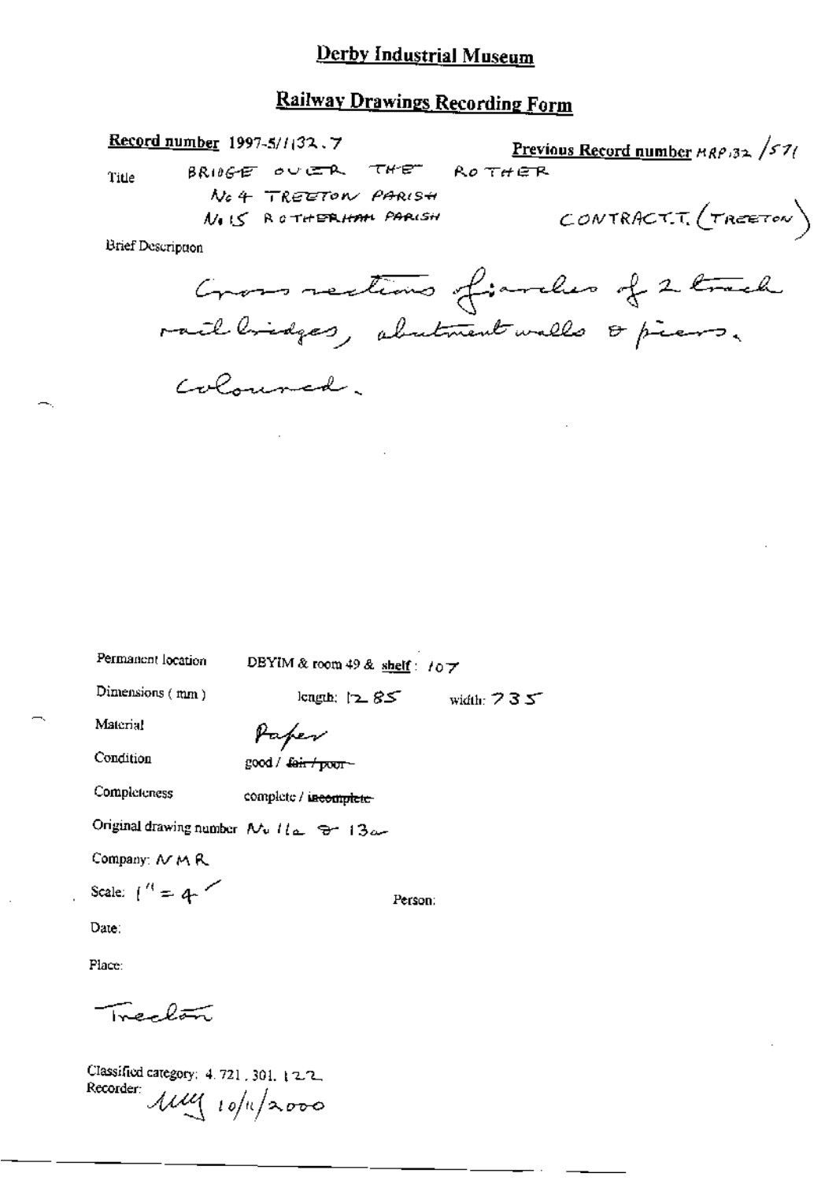# Derby Industrial Museum

## Railway Drawings Recording Form

**Record number** 1997-5/1132.7

**Previous Record number** MRP132 /571

Title BRIDGE OVER THE ROTHER
No 4 TREETON PARISH
No 15 ROTHERHAM PARISH
CONTRACT T (TREETON)

Brief Description

Cross sections of arches of 2 track rail bridges, abutment walls & piers.

Coloured.

Permanent location DBYIM & room 49 & shelf: 107

Dimensions (mm) length: 1285 width: 735

Material Paper

Condition good / ~~fair / poor~~

Completeness complete / ~~incomplete~~

Original drawing number No 11a & 13a

Company: NMR

Scale: 1" = 4'

Person:

Date:

Place:

Treeton

Classified category: 4.721.301.122

Recorder: MU 10/11/2000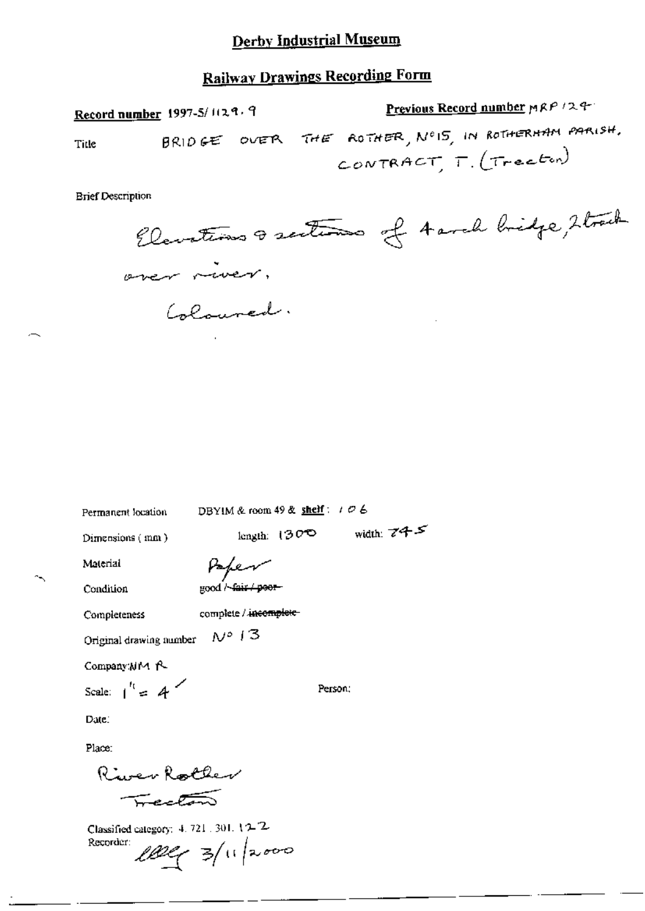# Derby Industrial Museum

## Railway Drawings Recording Form

**Record number** 1997-5/1129.9

**Previous Record number** MRP 129

Title: BRIDGE OVER THE ROTHER, No 15, IN ROTHERHAM PARISH, CONTRACT, T. (Treeton)

Brief Description

Elevations & sections of 4 arch bridge, 2 track over river.

Coloured.

Permanent location: DBYIM & room 49 & **shelf**: 106

Dimensions (mm): length: 1300 width: 745

Material: Paper

Condition: good / ~~fair / poor~~

Completeness: complete / ~~incomplete~~

Original drawing number: No 13

Company: NM R

Scale: 1" = 4'

Person:

Date:

Place:

River Rother

Treeton

Classified category: 4.721.301.122

Recorder: lllg 3/11/2000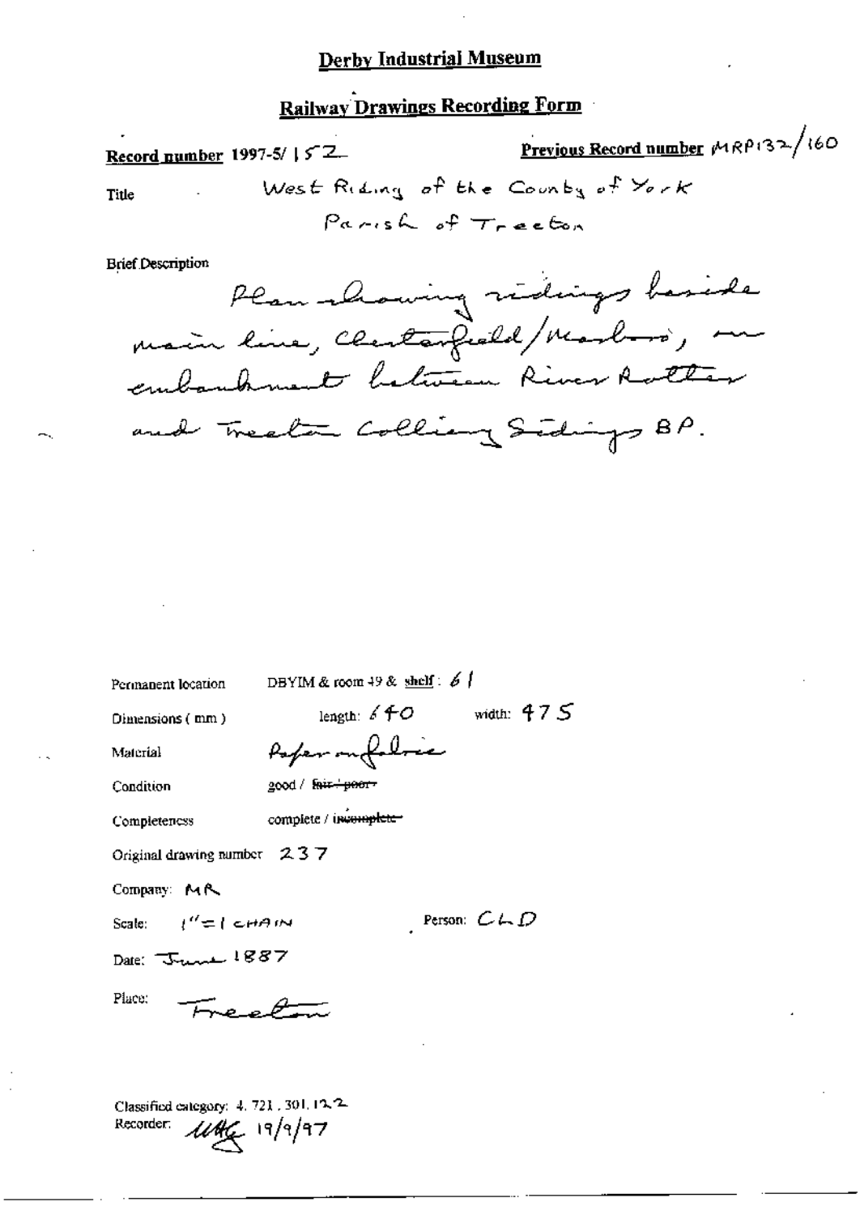# Derby Industrial Museum

## Railway Drawings Recording Form

**Record number** 1997-5/ 152

**Previous Record number** MRP132/160

Title: West Riding of the County of York
Parish of Treeton

Brief Description

Plan showing sidings beside main line, Chesterfield/Masboro', on embankment between River Rother and Treeton Colliery Sidings BP.

Permanent location: DBYIM & room 49 & shelf: 61

Dimensions (mm): length: 640 width: 475

Material: Paper on fabric

Condition: good / ~~fair / poor~~

Completeness: complete / ~~incomplete~~

Original drawing number: 237

Company: MR

Scale: 1" = 1 CHAIN

Person: CLD

Date: June 1887

Place: Treeton

Classified category: 4. 721. 301. 12.2

Recorder: UAG 19/9/97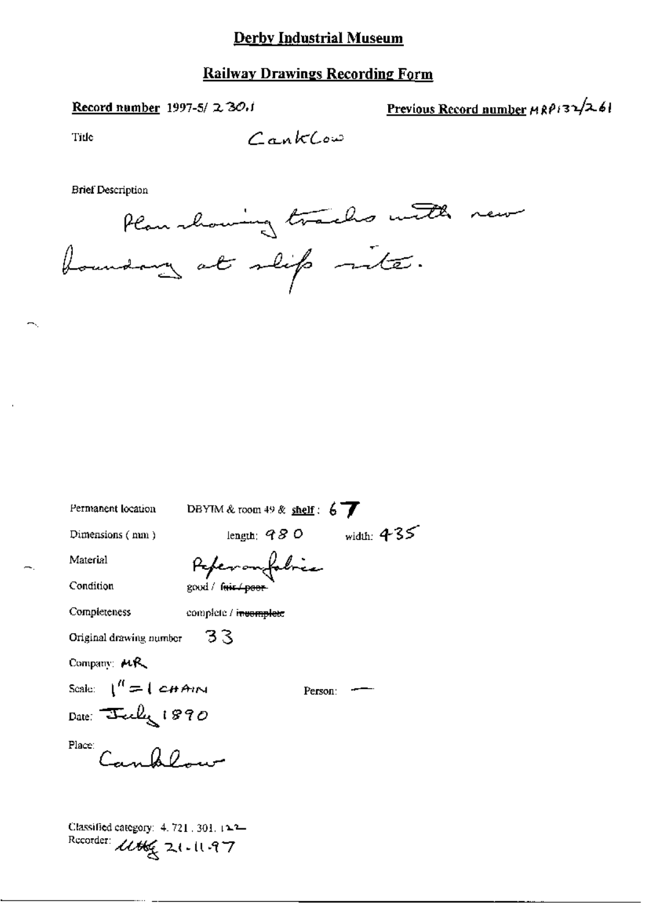# Derby Industrial Museum

## Railway Drawings Recording Form

**Record number** 1997-5/ 230.1

**Previous Record number** MRP132/261

Title: Canklow

Brief Description

Plan showing tracks with new boundary at slip site.

Permanent location: DBYIM & room 49 & **shelf**: 67

Dimensions (mm): length: 980 width: 435

Material: Paper on fabric

Condition: good / ~~fair / poor~~

Completeness: complete / ~~incomplete~~

Original drawing number: 33

Company: MR

Scale: 1" = 1 CHAIN

Person: —

Date: July 1890

Place: Canklow

Classified category: 4.721.301.122

Recorder: MHG 21-11-97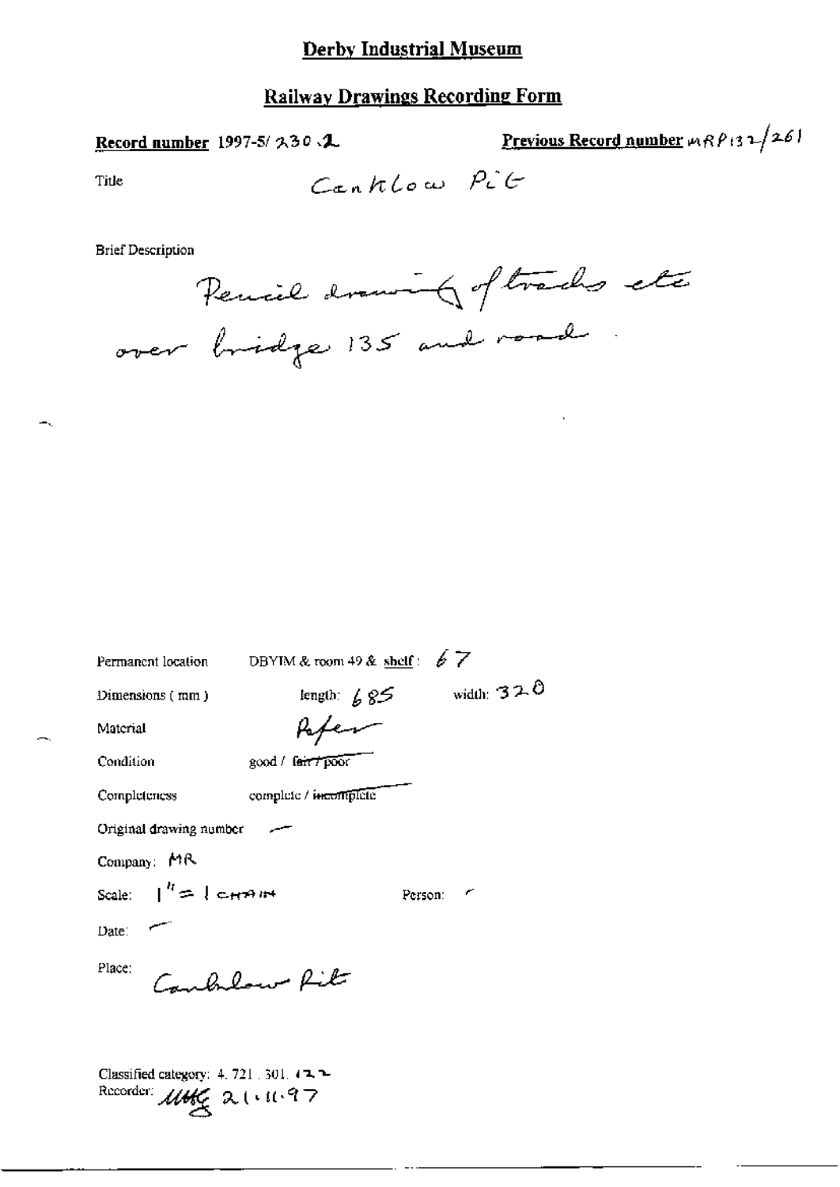# Derby Industrial Museum

## Railway Drawings Recording Form

**Record number** 1997-5/230.2

**Previous Record number** MRP132/261

Title: Canklow Pit

Brief Description

Pencil drawing of tracks etc over bridge 135 and road.

Permanent location: DBYIM & room 49 & shelf: 67

Dimensions (mm): length: 685 width: 320

Material: Paper

Condition: good / ~~fair / poor~~

Completeness: complete / ~~incomplete~~

Original drawing number: –

Company: MR

Scale: 1" = 1 chain

Person: –

Date: –

Place: Canklow Pit

Classified category: 4.721.301.122

Recorder: MHG 21.11.97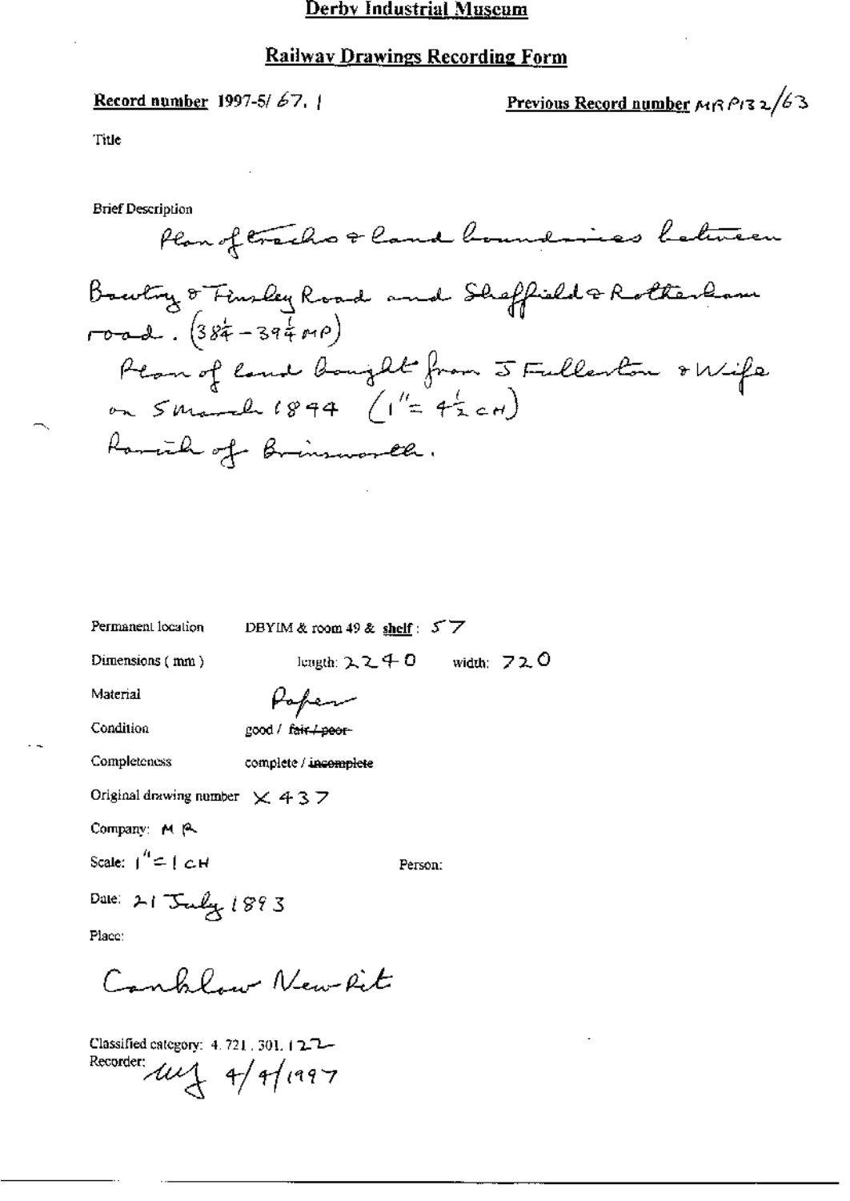# Derby Industrial Museum

## Railway Drawings Recording Form

**Record number** 1997-5/ 67. 1

**Previous Record number** MRP132/63

Title

Brief Description

Plan of tracks & land boundaries between Bawtry & Tinsley Road and Sheffield & Rotherham road. (38¾ - 39¼ MP)
Plan of land bought from J Fullerton & Wife on 5 March 1894 (1" = 4½ CH)
Parish of Brinsworth.

Permanent location DBYIM & room 49 & **shelf**: 57

Dimensions (mm) length: 2240 width: 720

Material Paper

Condition good / ~~fair / poor~~

Completeness complete / ~~incomplete~~

Original drawing number X 437

Company: M R

Scale: 1" = 1 CH

Person:

Date: 21 July 1893

Place:

Canklow New Pit

Classified category: 4. 721. 301. 122
Recorder: MJ 4/4/1997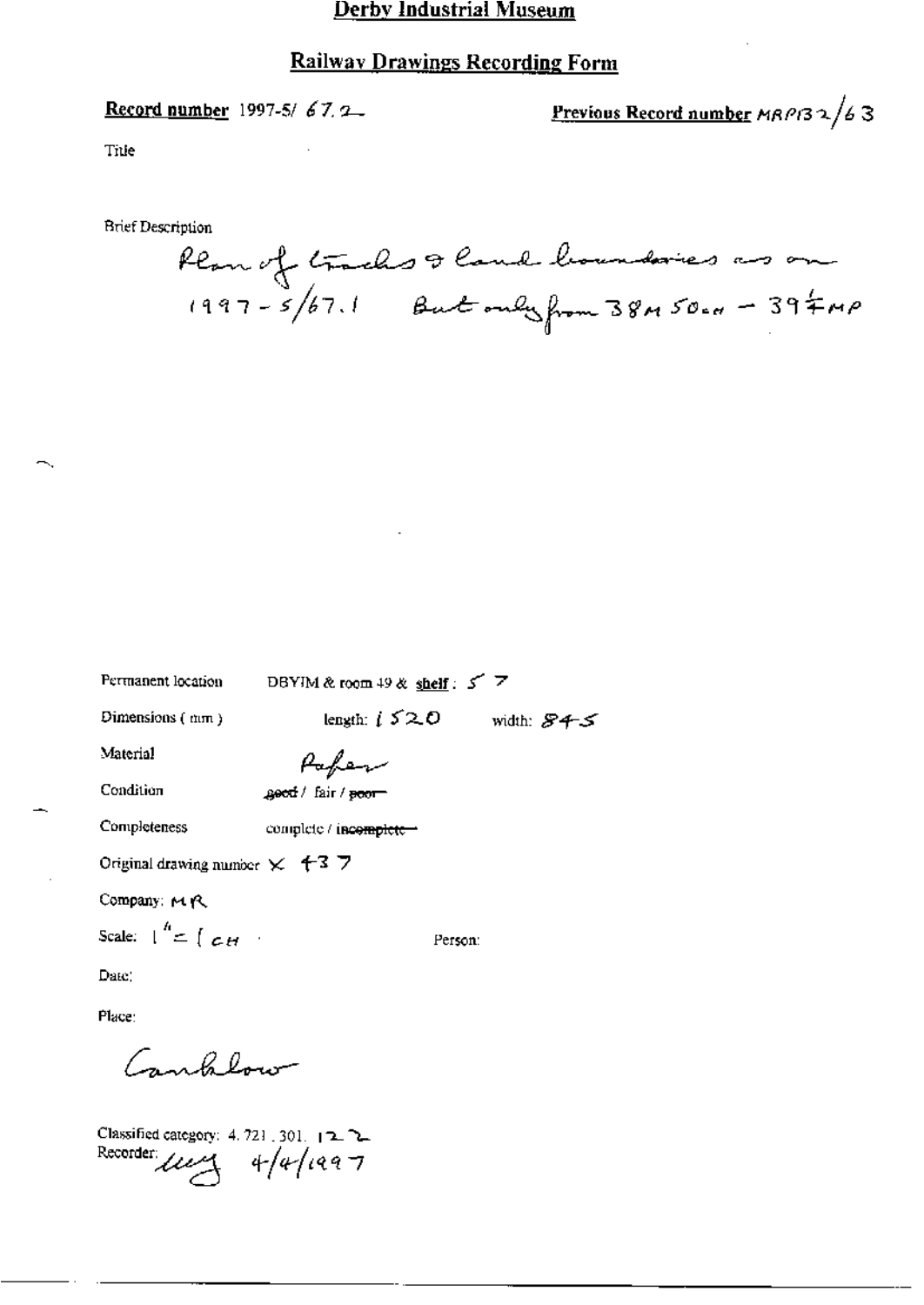# Derby Industrial Museum

## Railway Drawings Recording Form

**Record number** 1997-5/ 67.2

**Previous Record number** MRP132/63

Title

Brief Description

Plan of tracks & land boundaries as on 1997-5/67.1 But only from 38M 50ch - 39¼MP

Permanent location DBYIM & room 49 & **shelf**: 5 7

Dimensions (mm) length: 1520 width: 845

Material Paper

Condition ~~good~~ / fair / ~~poor~~

Completeness complete / ~~incomplete~~

Original drawing number X 437

Company: MR

Scale: 1" = 1 CH

Person:

Date:

Place:

Cambhow

Classified category: 4.721.301. 122

Recorder: wy 4/4/1997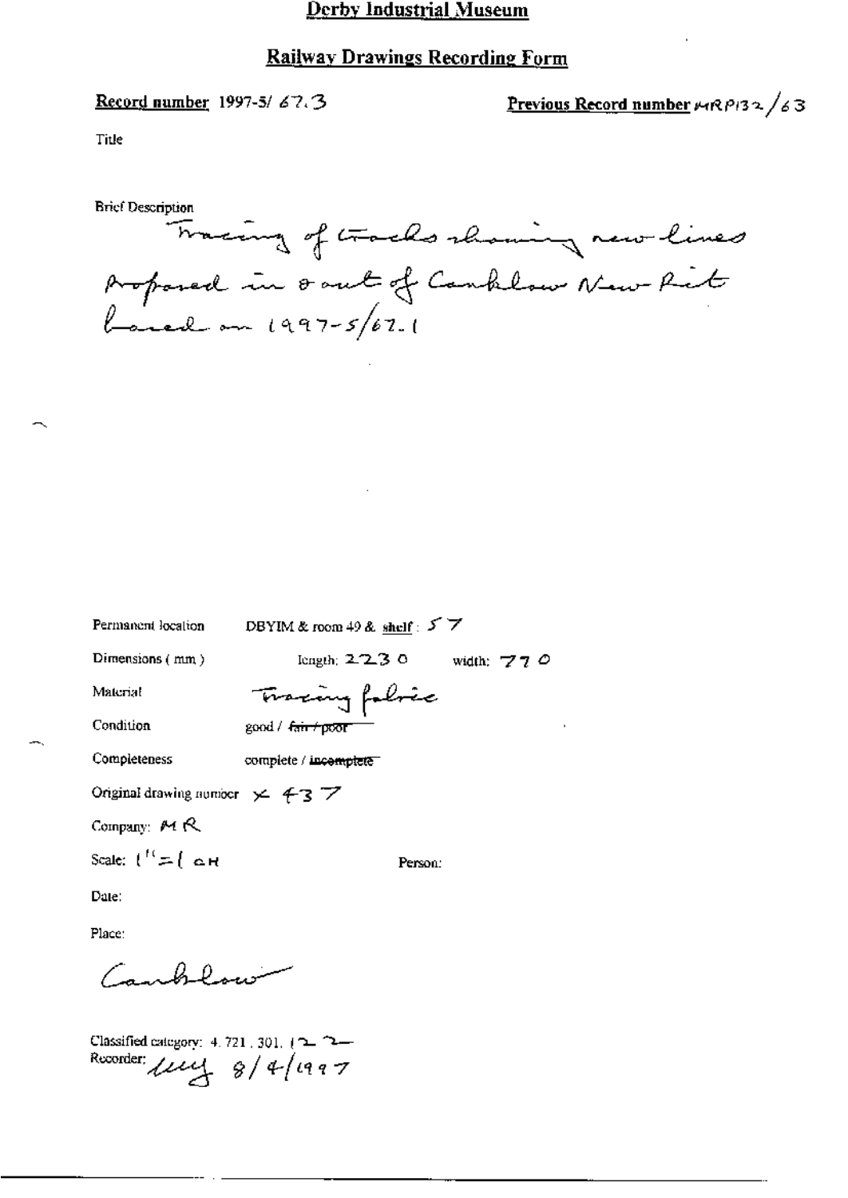# Derby Industrial Museum

## Railway Drawings Recording Form

**Record number** 1997-5/ 67.3

**Previous Record number** MRP132/63

Title

Brief Description

Tracing of tracks showing new lines proposed in & out of Canklow New Pit based on 1997-5/67.1

Permanent location DBYIM & room 49 & shelf: 57

Dimensions (mm) length: 2230 width: 770

Material Tracing fabric

Condition good / ~~fair / poor~~

Completeness complete / ~~incomplete~~

Original drawing number X 437

Company: MR

Scale: 1" = 1 CH

Person:

Date:

Place:

Canklow

Classified category: 4.721.301.122

Recorder: lwy 8/4/1997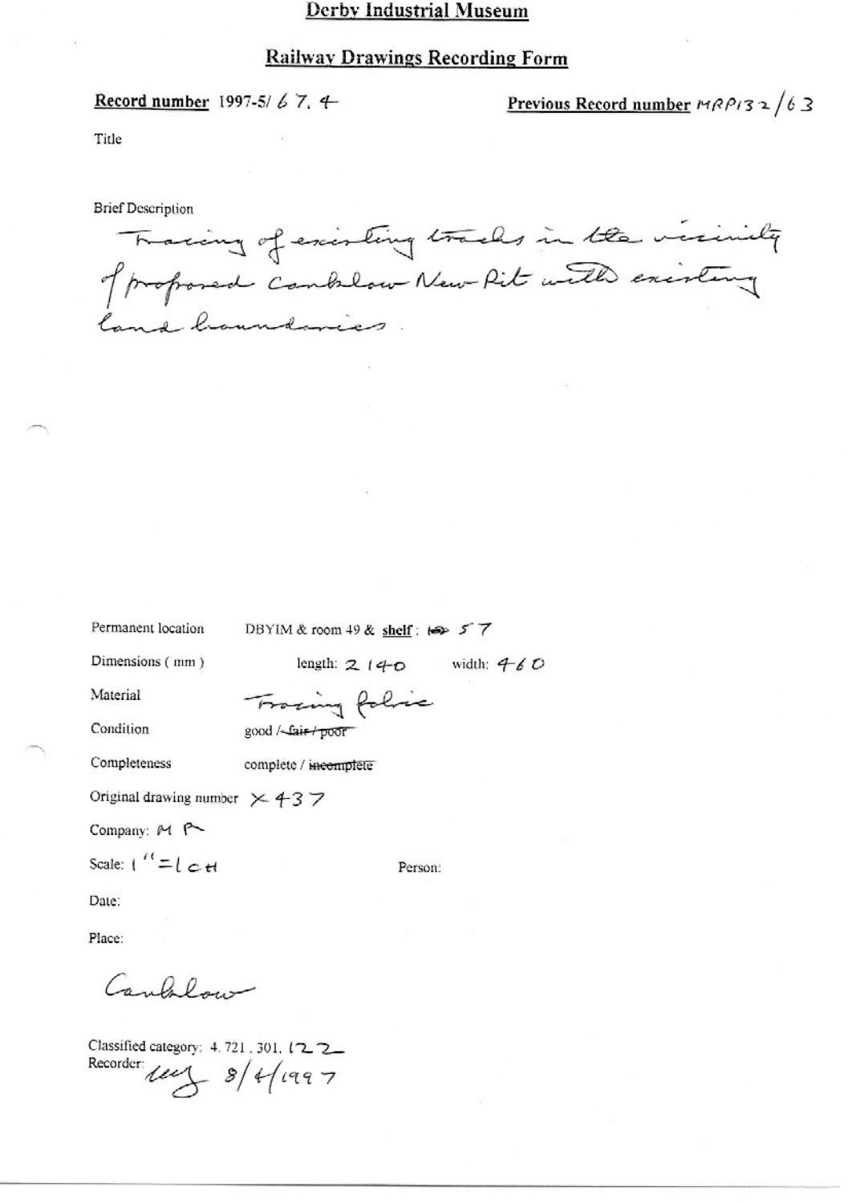# Derby Industrial Museum

## Railway Drawings Recording Form

**Record number** 1997-5/ 67. 4

**Previous Record number** MRP132/63

Title

Brief Description

Tracing of existing tracks in the vicinity of proposed Canklow New Pit with existing land boundaries.

Permanent location DBYIM & room 49 & **shelf**: 57

Dimensions ( mm ) length: 2140 width: 460

Material Tracing fabric

Condition good / ~~fair / poor~~

Completeness complete / ~~incomplete~~

Original drawing number X 437

Company: M R

Scale: 1" = 1 CH

Person:

Date:

Place:

Canklow

Classified category: 4. 721. 301. 122

Recorder: [initials] 8/4/1997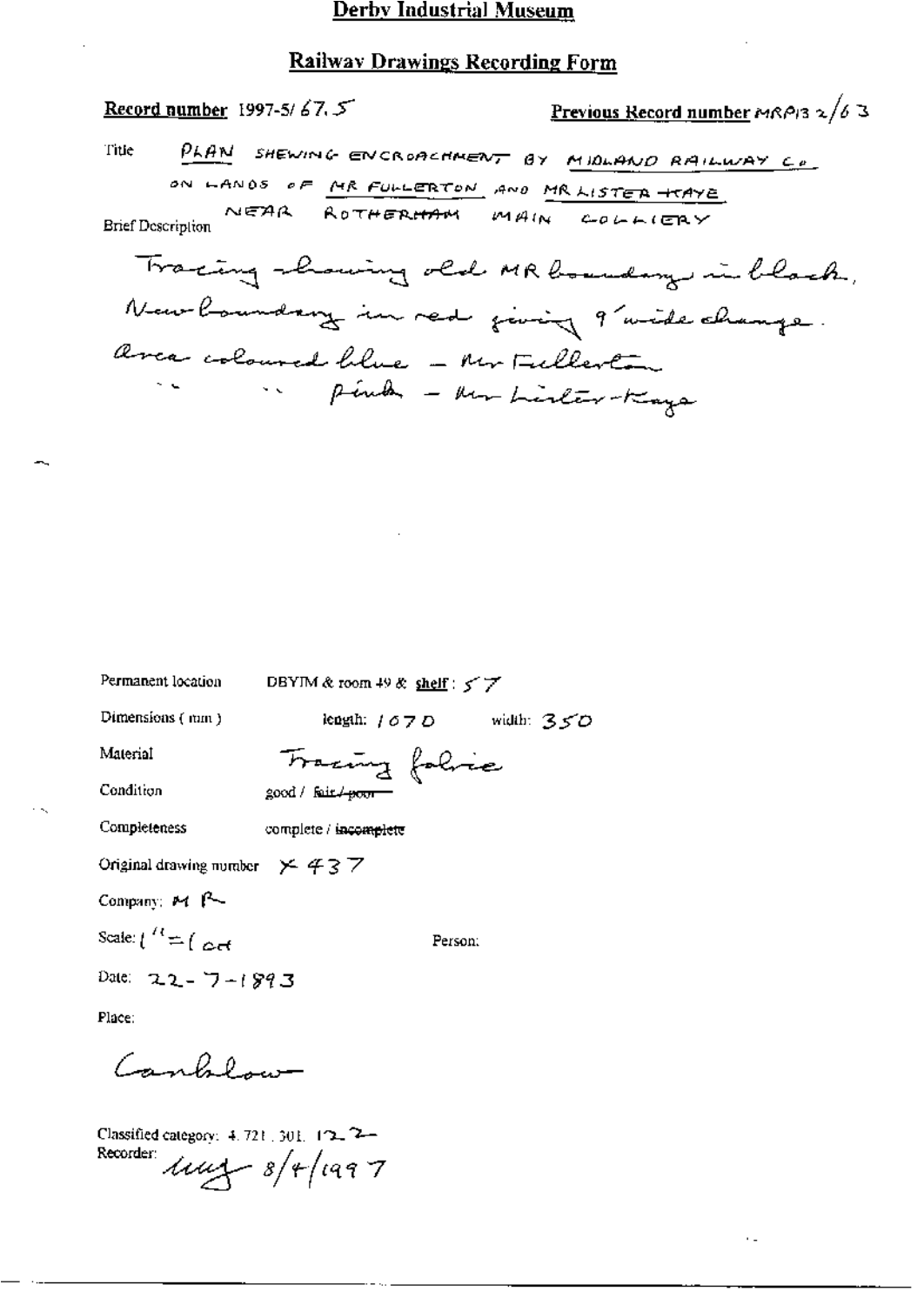# Derby Industrial Museum

## Railway Drawings Recording Form

**Record number** 1997-5/67.5

**Previous Record number** MRP132/63

Title: PLAN SHEWING ENCROACHMENT BY MIDLAND RAILWAY CO ON LANDS OF MR FULLERTON AND MR LISTER-KAYE NEAR ROTHERHAM MAIN COLLIERY

Brief Description:

Tracing showing old MR boundary in black, New boundary in red giving 9' wide change. Area coloured blue – Mr Fullerton
" " pink – Mr Lister-Kaye

Permanent location: DBYIM & room 49 & shelf: 57

Dimensions (mm): length: 1070 width: 350

Material: Tracing fabric

Condition: good / ~~fair / poor~~

Completeness: complete / ~~incomplete~~

Original drawing number: X437

Company: MR

Scale: 1" = 1 ch

Person:

Date: 22-7-1893

Place:

Canklow

Classified category: 4.721.301.172

Recorder: [initials] 8/4/1997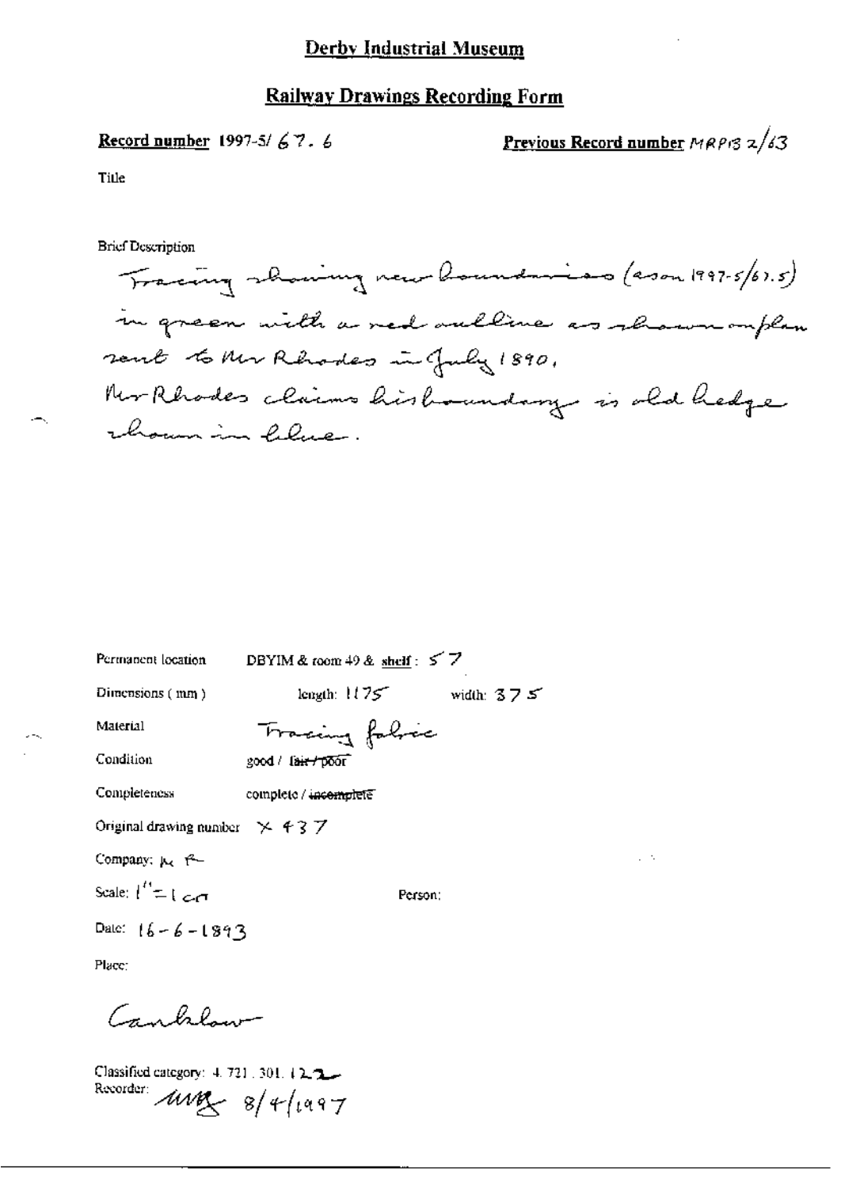## Derby Industrial Museum

## Railway Drawings Recording Form

**Record number** 1997-5/ 67. 6

**Previous Record number** MRP13 2/63

Title

Brief Description

Tracing showing new boundaries (as on 1997-5/67.5) in green with a red outline as shown on plan sent to Mr Rhodes in July 1890. Mr Rhodes claims his boundary is old hedge shown in blue.

Permanent location DBYIM & room 49 & shelf: 57

Dimensions (mm) length: 1175 width: 375

Material Tracing fabric

Condition good / ~~fair / poor~~

Completeness complete / ~~incomplete~~

Original drawing number X 437

Company: MR

Scale: 1" = 1 ch

Person:

Date: 16-6-1893

Place:

Cauldon

Classified category: 4. 721. 301. 122

Recorder: MMG 8/4/1997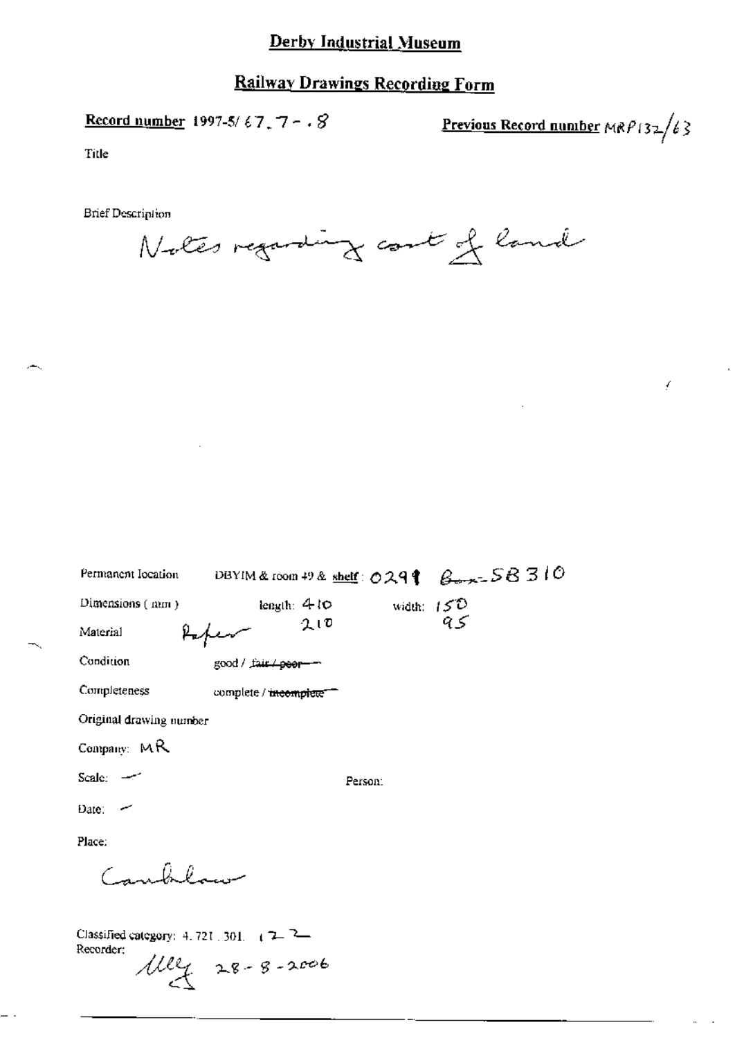# Derby Industrial Museum

## Railway Drawings Recording Form

**Record number** 1997-5/67.7 - .8

**Previous Record number** MRP132/63

Title

Brief Description

Notes regarding cost of land

Permanent location DBYIM & room 49 & **shelf**: 0291 Box-58310

Dimensions (mm) length: 410 width: 150
210 95

Material Paper

Condition good / ~~fair / poor~~

Completeness complete / ~~incomplete~~

Original drawing number

Company: MR

Scale: —

Person:

Date: —

Place:

Cauldon

Classified category: 4.721.301. 12-2

Recorder: lley 28-8-2006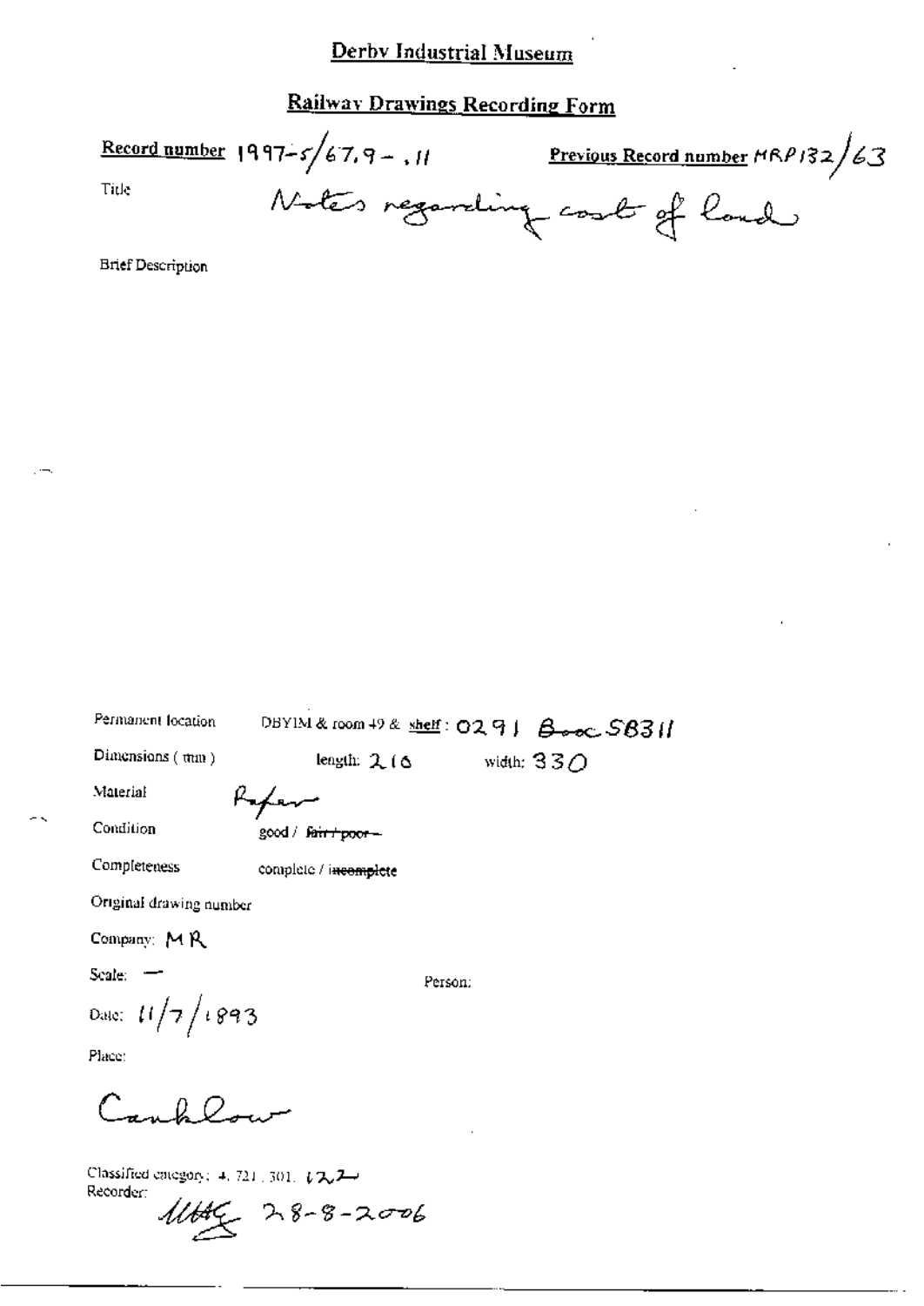# Derby Industrial Museum

## Railway Drawings Recording Form

**Record number** 1997-5/67.9 - .11

**Previous Record number** MRP132/63

Title Notes regarding cost of land

Brief Description

Permanent location DBYIM & room 49 & shelf: 0291 Box SB311

Dimensions (mm) length: 216 width: 330

Material Paper

Condition good / ~~fair / poor~~

Completeness complete / ~~incomplete~~

Original drawing number

Company: MR

Scale: —

Person:

Date: 11/7/1893

Place:

Canklow

Classified category: 4.721.301.122

Recorder: MAC 28-8-2006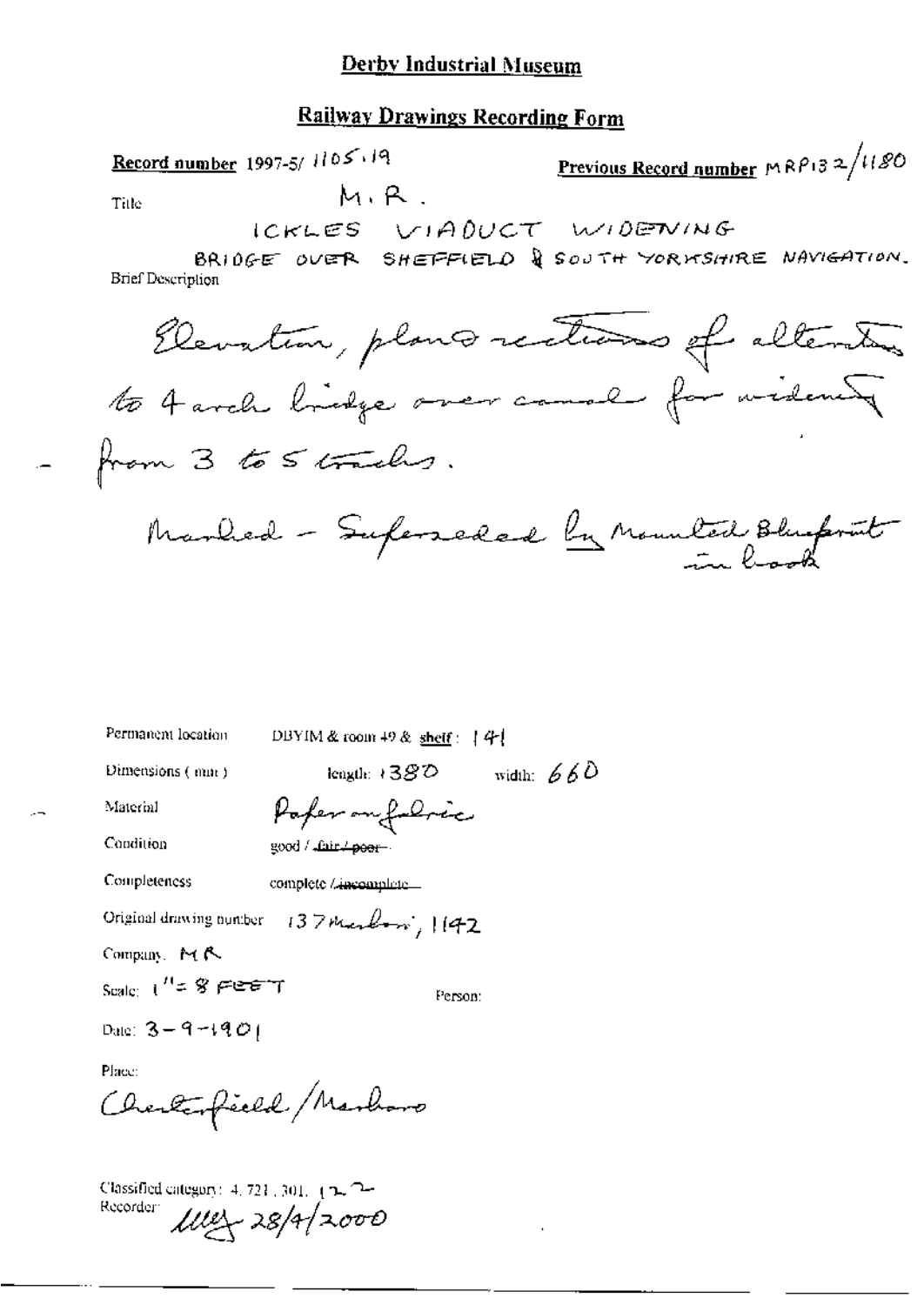# Derby Industrial Museum

## Railway Drawings Recording Form

**Record number** 1997-5/ 1105.19

**Previous Record number** MRP132/1180

Title

M.R.

ICKLES VIADUCT WIDENING

BRIDGE OVER SHEFFIELD & SOUTH YORKSHIRE NAVIGATION.

Brief Description

Elevation, plans & sections of alterations to 4 arch bridge over canal for widening - from 3 to 5 tracks.

Marked - Superseded by Mounted Blueprint in book

Permanent location: DBYIM & room 49 & **shelf**: 141

Dimensions (mm): length: 1380 width: 660

Material: Paper on fabric

Condition: good / ~~fair / poor~~

Completeness: complete / ~~incomplete~~

Original drawing number: 137 Marlbro', 1142

Company: MR

Scale: 1" = 8 FEET

Person:

Date: 3-9-1901

Place:

Chesterfield / Marlboro

Classified category: 4.721.301.122

Recorder: MLW 28/4/2000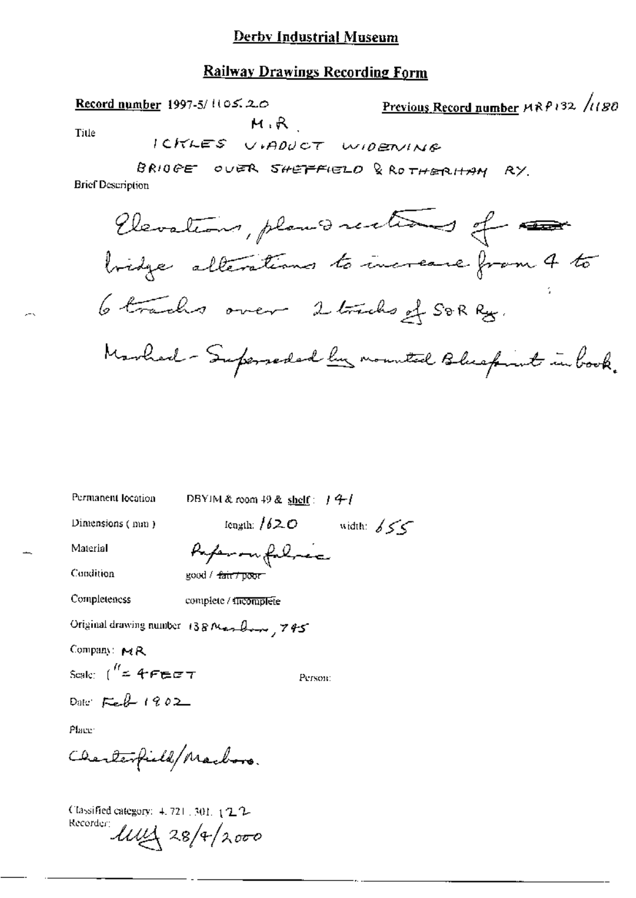# Derby Industrial Museum

## Railway Drawings Recording Form

**Record number** 1997-5/1105.20

**Previous Record number** MRP132 /1180

Title

M.R.
ICKLES VIADUCT WIDENING
BRIDGE OVER SHEFFIELD & ROTHERHAM RY.

Brief Description

Elevations, plans & sections of ~~~~ bridge alterations to increase from 4 to 6 tracks over 2 tracks of S&R Ry.
Marked - Superseded by mounted Blueprint in book.

Permanent location: DBYIM & room 49 & shelf: 141

Dimensions (mm): length: 1620 width: 655

Material: Paper on fabric

Condition: good / ~~fair / poor~~

Completeness: complete / ~~incomplete~~

Original drawing number: 138 Marlboro, 745

Company: MR

Scale: 1" = 4 FEET

Person:

Date: Feb 1902

Place:

Chesterfield/Marlboro.

Classified category: 4.721.301.122

Recorder: MM 28/4/2000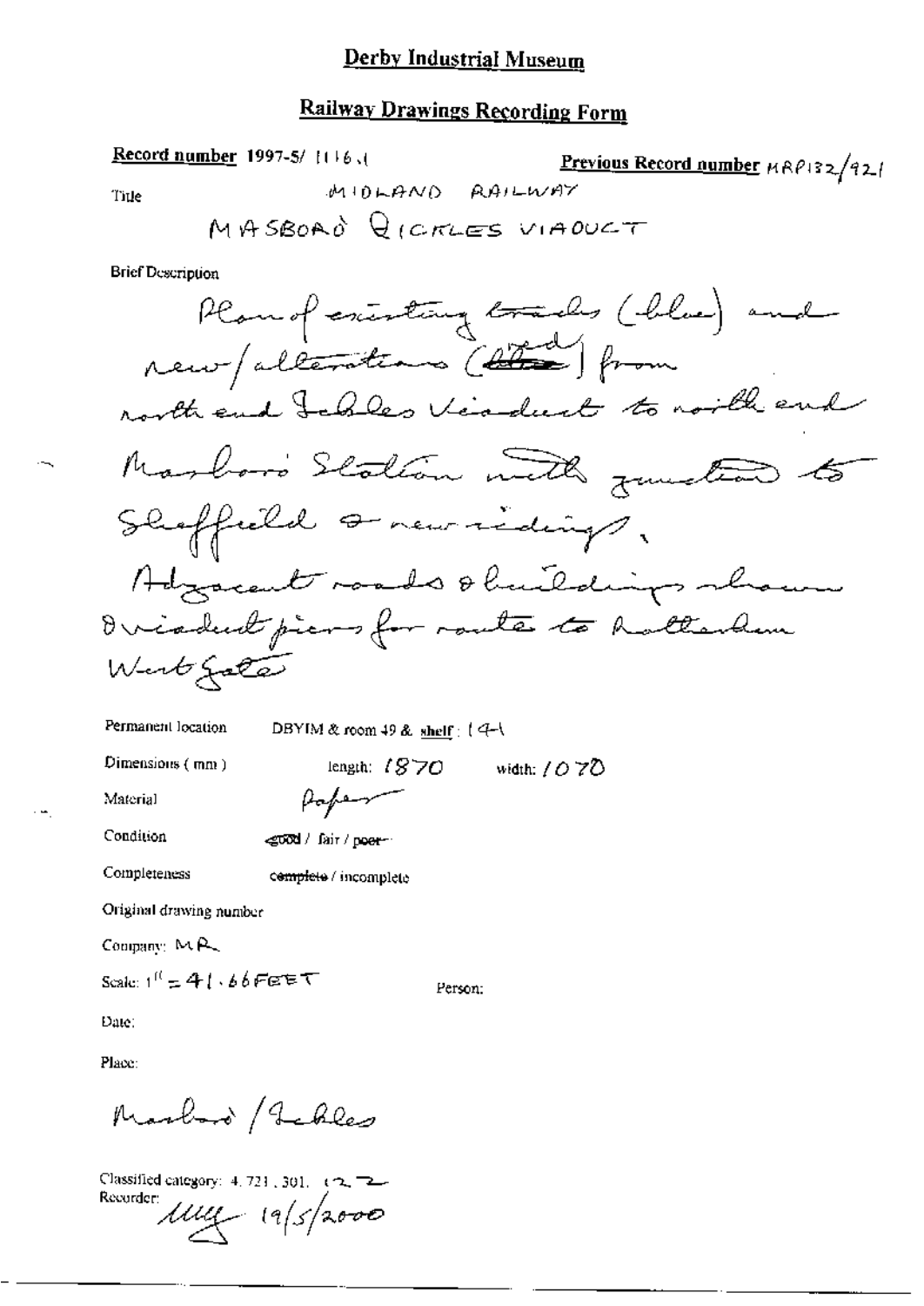# Derby Industrial Museum

## Railway Drawings Recording Form

**Record number** 1997-5/ 1116.1

**Previous Record number** MRP132/921

Title: MIDLAND RAILWAY

MASBORO' ICKLES VIADUCT

Brief Description

Plan of existing tracks (blue) and new/alterations (red) from north end Ickles Viaduct to north end Masboro' Station with junction to Sheffield & new sidings.

Adjacent roads & buildings shown & viaduct piers for route to Rotherham Westgate

Permanent location: DBYIM & room 49 & shelf: 141

Dimensions (mm): length: 1870 width: 1070

Material: Paper

Condition: good / fair / poor

Completeness: complete / incomplete

Original drawing number

Company: MR

Scale: 1" = 41.66 FEET

Person:

Date:

Place:

Masboro' / Ickles

Classified category: 4.721.301. 122

Recorder: MY 19/5/2000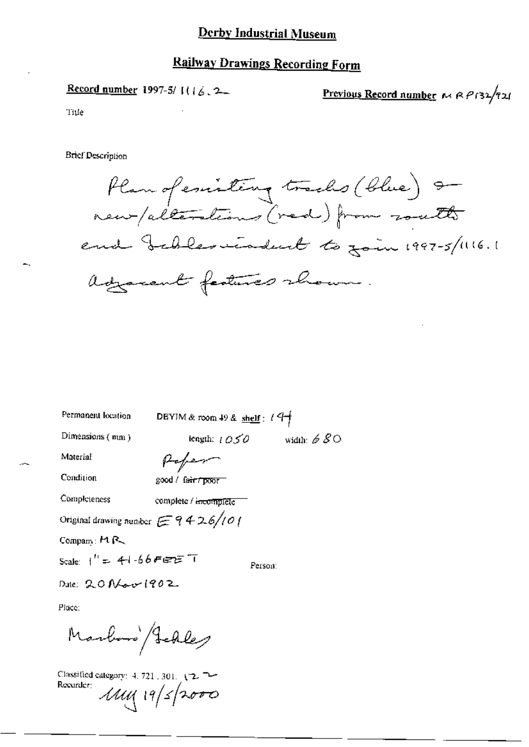# Derby Industrial Museum

## Railway Drawings Recording Form

**Record number** 1997-5/ 1116.2

**Previous Record number** MRP132/921

Title

Brief Description

Plan of existing tracks (blue) & new/alterations (red) from south end Ibbles viaduct to join 1997-5/1116.1 adjacent features shown.

Permanent location: DBYIM & room 49 & shelf: 144

Dimensions (mm): length: 1050 width: 680

Material: Paper

Condition: good / ~~fair / poor~~

Completeness: complete / ~~incomplete~~

Original drawing number: E9426/101

Company: MR

Scale: 1" = 41.66 FEET

Person:

Date: 20 Nov 1902

Place:

Marlboro'/Ibbles

Classified category: 4.721.301.122

Recorder: MM 19/5/2000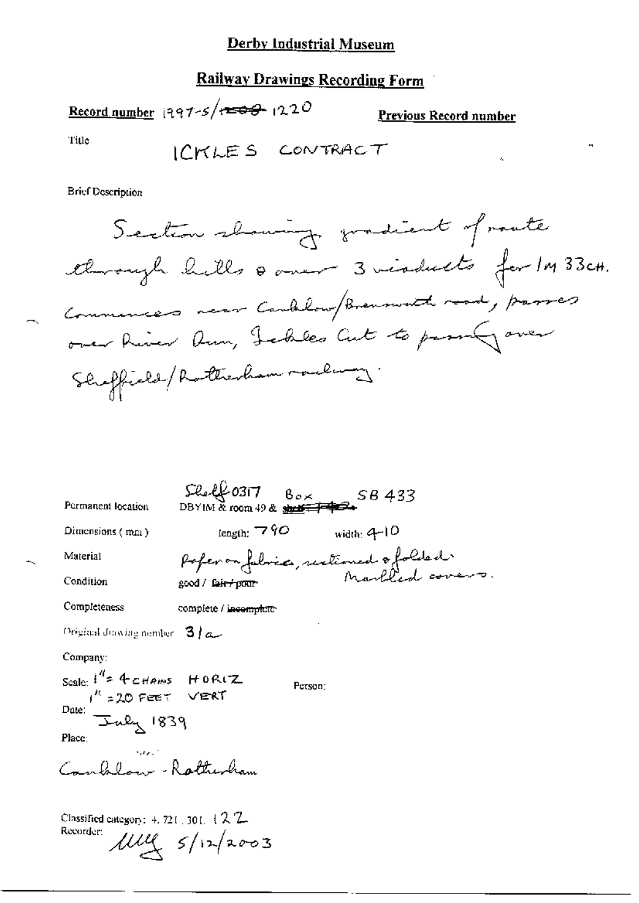# Derby Industrial Museum

## Railway Drawings Recording Form

**Record number** 1997-5/~~1509~~ 1220

**Previous Record number**

Title

ICKLES CONTRACT

Brief Description

Section showing gradient of route through hills & over 3 viaducts for 1M 33CH. Commences near Canklow/Brinsworth road, passes over River Don, Ickles Cut to passing over Sheffield/Rotherham railway.

Permanent location: Shelf 0317 Box SB 433 DBYIM & room 49 & ~~shelf~~

Dimensions (mm): length: 790 width: 410

Material: Paper on fabric, sectioned & folded. Marbled covers.

Condition: good / ~~fair / poor~~

Completeness: complete / ~~incomplete~~

Original drawing number: 3/a

Company:

Scale: 1" = 4 CHAINS HORIZ
1" = 20 FEET VERT

Person:

Date: July 1839

Place:

Canklow - Rotherham

Classified category: 4. 721. 301. 122

Recorder: MLG 5/12/2003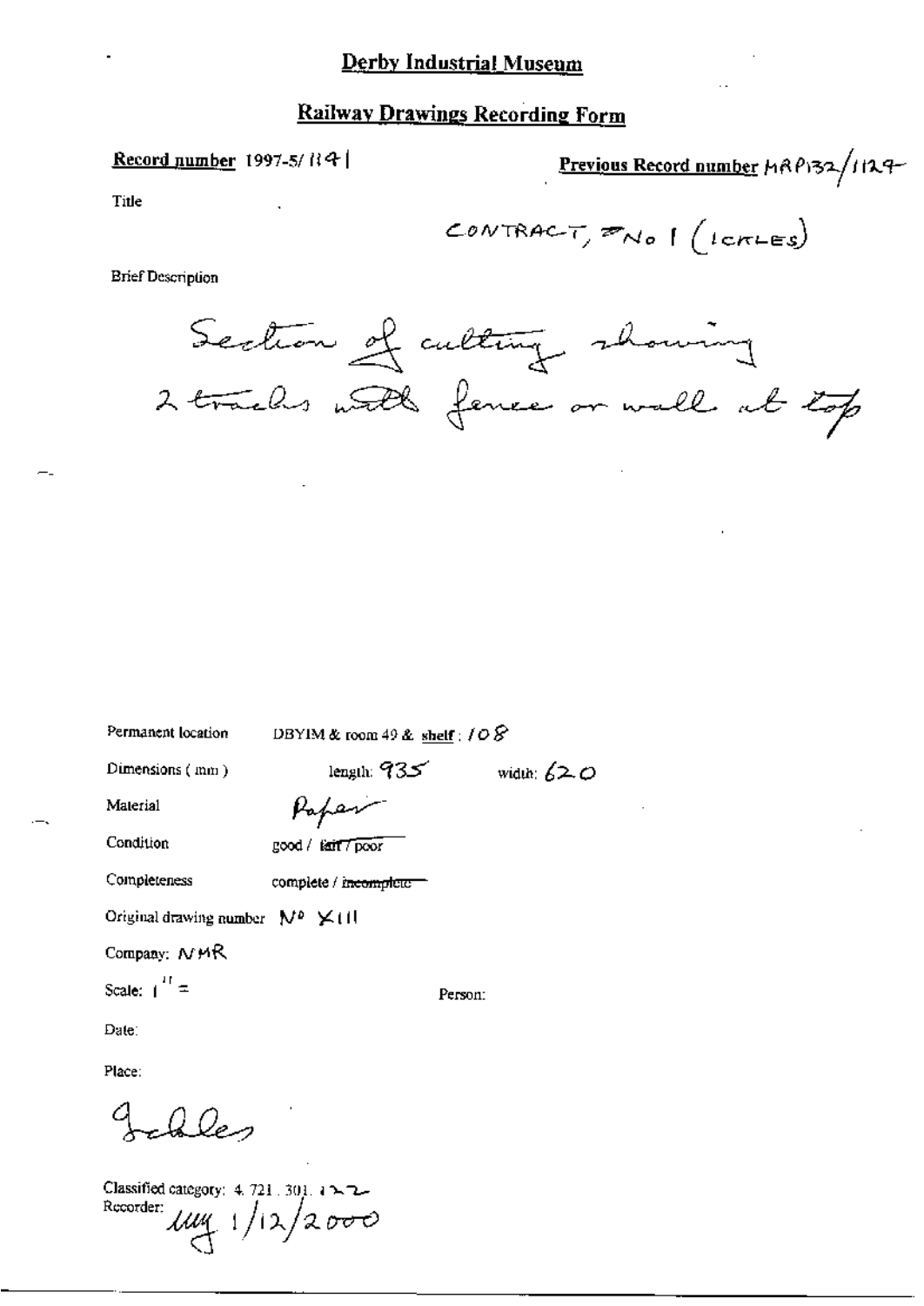# Derby Industrial Museum

## Railway Drawings Recording Form

**Record number** 1997-5/1141

**Previous Record number** MRP132/1124

Title

CONTRACT, No 1 (ICKLES)

Brief Description

Section of cutting showing 2 tracks with fence or wall at top

Permanent location DBYIM & room 49 & shelf: 108

Dimensions (mm) length: 935 width: 620

Material Paper

Condition good / ~~fair / poor~~

Completeness complete / ~~incomplete~~

Original drawing number No X111

Company: NMR

Scale: 1" =

Person:

Date:

Place:

Ickles

Classified category: 4.721.301.122

Recorder: lwg 1/12/2000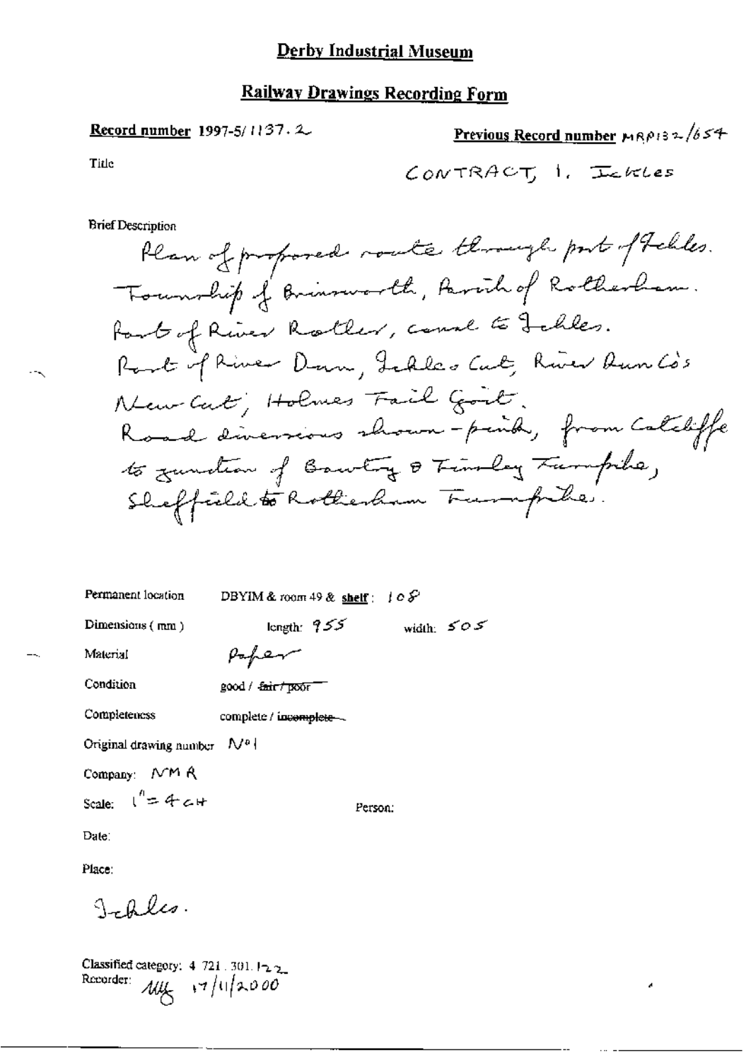# Derby Industrial Museum

## Railway Drawings Recording Form

**Record number** 1997-5/1137.2

**Previous Record number** MRP132/654

Title

CONTRACT, 1. ICKLES

Brief Description

Plan of proposed route through part of Ickles. Township of Brinsworth, Parish of Rotherham. Part of River Rother, canal to Ickles. Part of River Dun, Ickles Cut, River Dun Co's New Cut, Holmes Tail Goit. Road diversions shown - pink, from Catcliffe to junction of Bawtry & Tinsley Turnpike, Sheffield to Rotherham Turnpike.

Permanent location DBYIM & room 49 & **shelf**: 108

Dimensions (mm) length: 955 width: 505

Material Paper

Condition good / ~~fair / poor~~

Completeness complete / ~~incomplete~~

Original drawing number No 1

Company: NMR

Scale: 1" = 4 CH

Person:

Date:

Place:

Ickles.

Classified category: 4.721.301.122

Recorder: MM 17/11/2000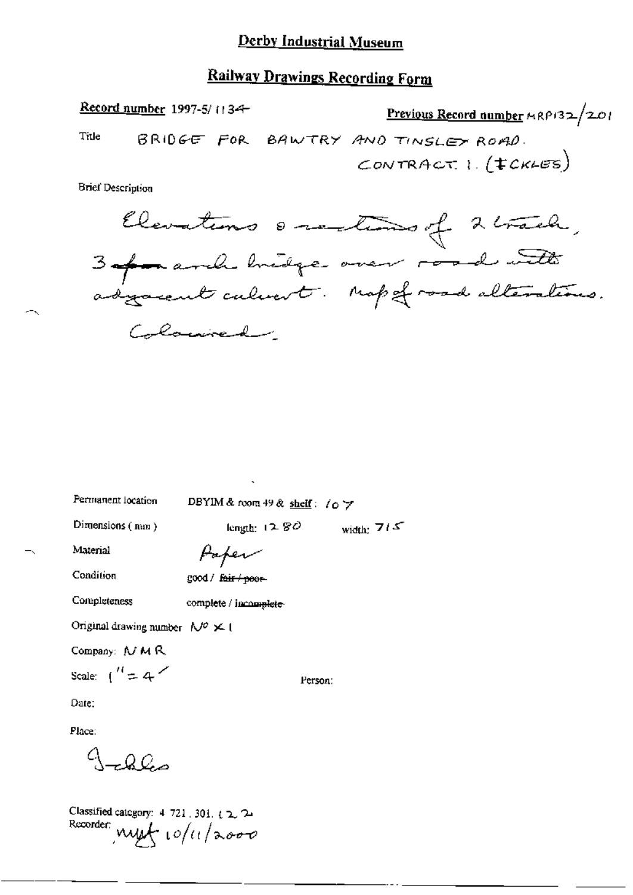# Derby Industrial Museum

## Railway Drawings Recording Form

**Record number** 1997-5/1134

**Previous Record number** MRP132/201

Title BRIDGE FOR BAWTRY AND TINSLEY ROAD. CONTRACT 1. (ICKLES)

Brief Description

Elevations & sections of 2 track, 3 arch bridge over road with adjacent culvert. Map of road alterations. Coloured.

Permanent location DBYIM & room 49 & shelf: 107

Dimensions (mm) length: 1280 width: 715

Material Paper

Condition good / ~~fair / poor~~

Completeness complete / ~~incomplete~~

Original drawing number No X 1

Company: NMR

Scale: 1" = 4'

Person:

Date:

Place:

Ickles

Classified category: 4. 721. 301. 122

Recorder: mgt 10/11/2000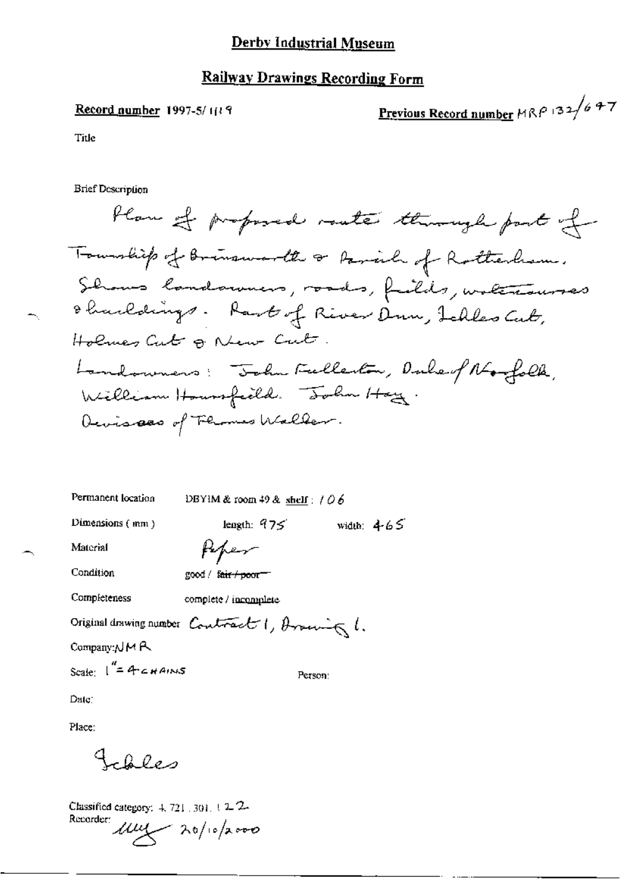# Derby Industrial Museum

## Railway Drawings Recording Form

**Record number** 1997-5/1119

**Previous Record number** MRP 132/647

Title

Brief Description

Plan of proposed route through part of Township of Brinsworth & Parish of Rotherham. Shows landowners, roads, fields, watercourses & buildings. Part of River Dun, Ickles Cut, Holmes Cut & New Cut.
Landowners: John Fullerton, Duke of Norfolk, William Hounsfield. John Hay. Devisees of Thomas Walker.

Permanent location DBYIM & room 49 & shelf: 106

Dimensions (mm) length: 975 width: 465

Material Paper

Condition good / ~~fair / poor~~

Completeness complete / incomplete

Original drawing number Contract 1, Drawing 1.

Company: NMR

Scale: 1" = 4 CHAINS

Person:

Date:

Place:

Ickles

Classified category: 4.721.301.122

Recorder: [signature] 20/10/2000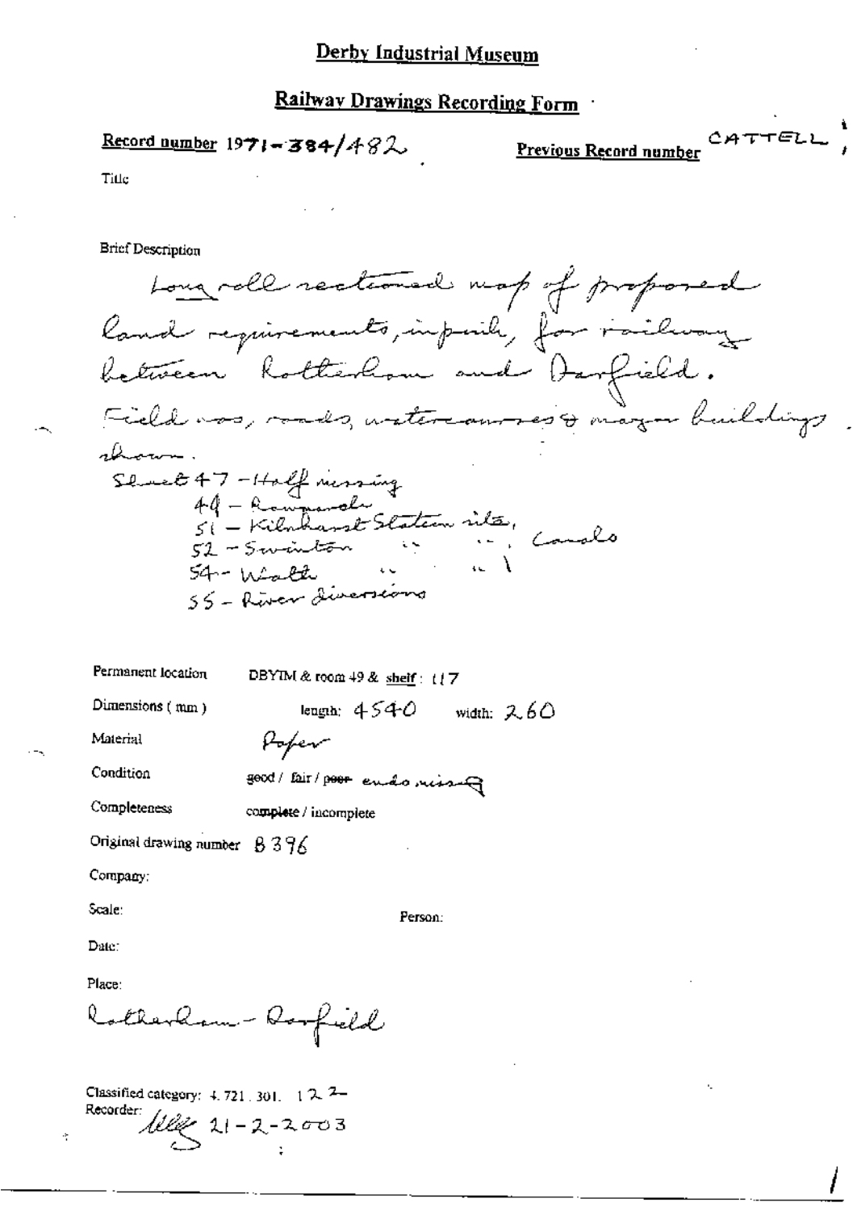# Derby Industrial Museum

## Railway Drawings Recording Form

**Record number** 1971-384/482 **Previous Record number** CATTELL

Title

Brief Description

Long roll sectioned map of proposed land requirements, in pink, for railway between Rotherham and Darfield. Field nos, roads, watercourses & major buildings shown.

Sheet 47 - Half missing
49 - Rawmarsh
51 - Kilnhurst Station site, Canals
52 - Swinton " " ,
54 - Wath " " ,
55 - River diversions

Permanent location DBYIM & room 49 & shelf: 117

Dimensions (mm) length: 4540 width: 260

Material Paper

Condition good / fair / ~~poor~~ ends missing

Completeness complete / incomplete

Original drawing number B396

Company:

Scale: Person:

Date:

Place:

Rotherham - Darfield

Classified category: 4.721.301. 122

Recorder: 21-2-2003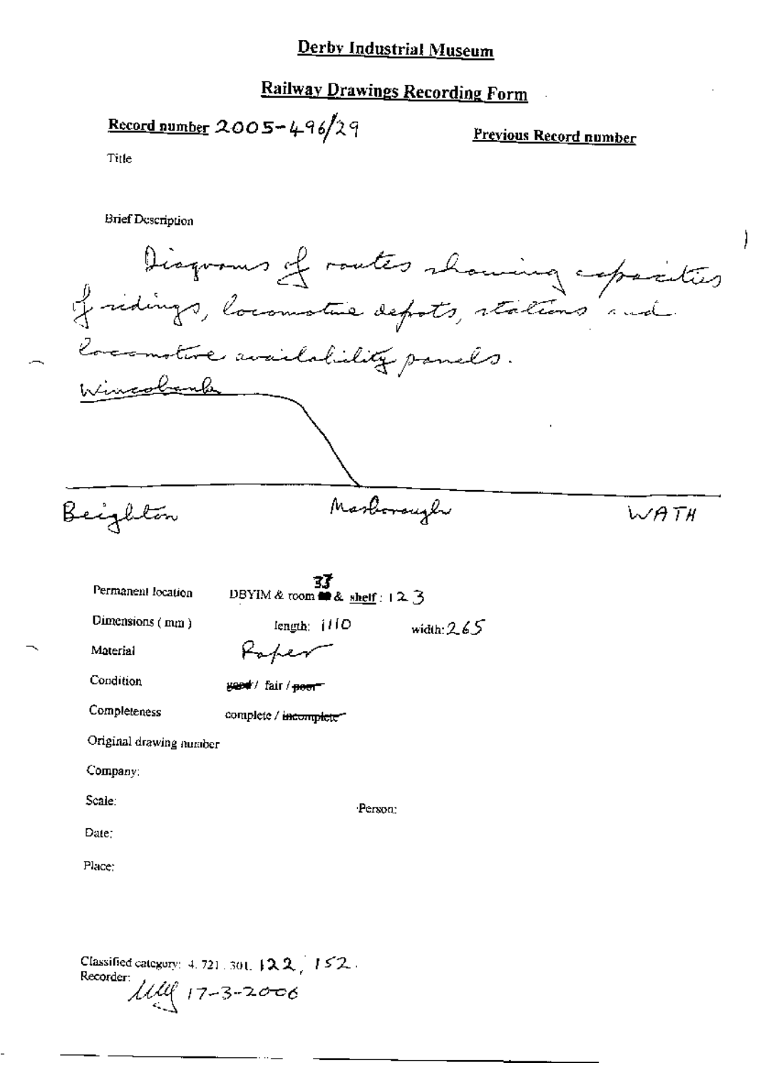# Derby Industrial Museum

## Railway Drawings Recording Form

**Record number** 2005-496/29

**Previous Record number**

Title

Brief Description

Diagrams of routes showing capacities of sidings, locomotive depots, stations and locomotive availability panels.

Wincobank

Beighton    Mexborough    WATH

Permanent location: DBYIM & room 37 & shelf: 123

Dimensions (mm): length: 1110   width: 265

Material: Paper

Condition: ~~good~~ / fair / ~~poor~~

Completeness: complete / ~~incomplete~~

Original drawing number

Company:

Scale:    Person:

Date:

Place:

Classified category: 4. 721. 301. 122, 152.

Recorder: [signature] 17-3-2006